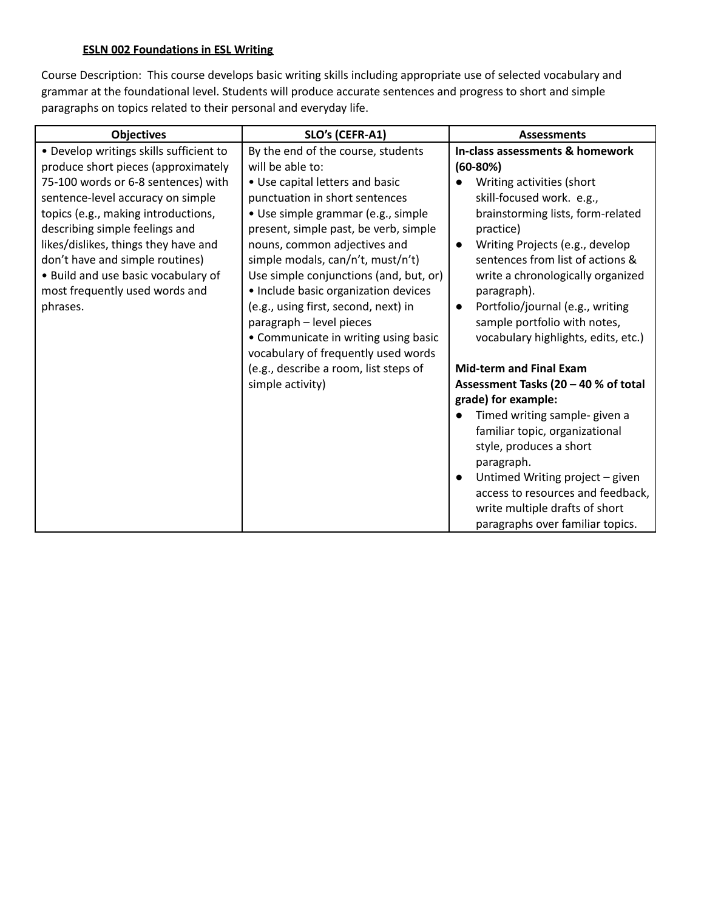**ESLN 002 Foundations in ESL Writing**

Course Description: This course develops basic writing skills including appropriate use of selected vocabulary and grammar at the foundational level. Students will produce accurate sentences and progress to short and simple paragraphs on topics related to their personal and everyday life.

| Objectives | SLO's (CEFR-A1) | Assessments |
|---|---|---|
| • Develop writings skills sufficient to produce short pieces (approximately 75-100 words or 6-8 sentences) with sentence-level accuracy on simple topics (e.g., making introductions, describing simple feelings and likes/dislikes, things they have and don't have and simple routines)<br>• Build and use basic vocabulary of most frequently used words and phrases. | By the end of the course, students will be able to:<br>• Use capital letters and basic punctuation in short sentences<br>• Use simple grammar (e.g., simple present, simple past, be verb, simple nouns, common adjectives and simple modals, can/n't, must/n't) Use simple conjunctions (and, but, or)<br>• Include basic organization devices (e.g., using first, second, next) in paragraph – level pieces<br>• Communicate in writing using basic vocabulary of frequently used words (e.g., describe a room, list steps of simple activity) | **In-class assessments & homework (60-80%)**<br>● Writing activities (short skill-focused work. e.g., brainstorming lists, form-related practice)<br>● Writing Projects (e.g., develop sentences from list of actions & write a chronologically organized paragraph).<br>● Portfolio/journal (e.g., writing sample portfolio with notes, vocabulary highlights, edits, etc.)<br><br>**Mid-term and Final Exam Assessment Tasks (20 – 40 % of total grade) for example:**<br>● Timed writing sample- given a familiar topic, organizational style, produces a short paragraph.<br>● Untimed Writing project – given access to resources and feedback, write multiple drafts of short paragraphs over familiar topics. |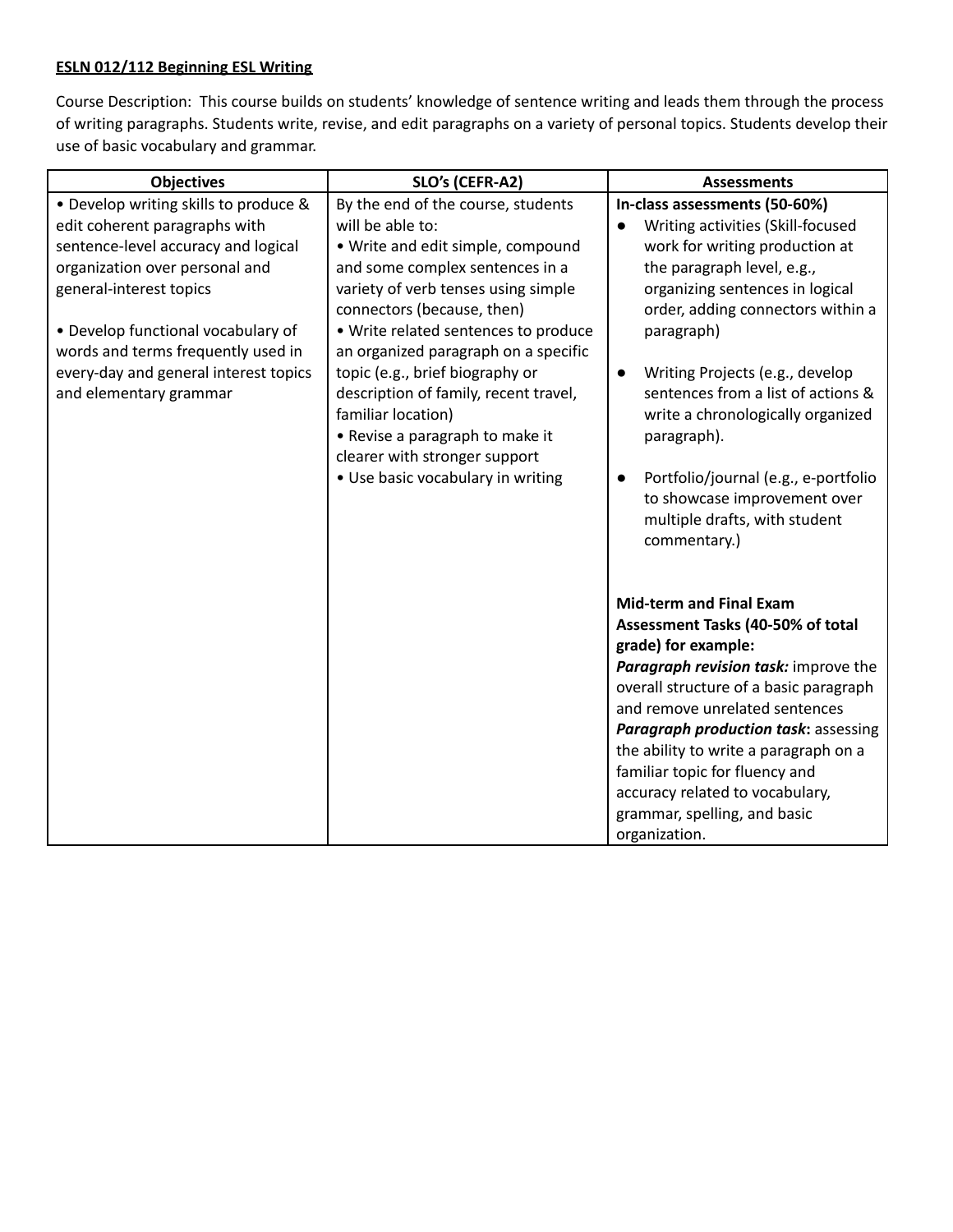**<u>ESLN 012/112 Beginning ESL Writing</u>**

Course Description: This course builds on students' knowledge of sentence writing and leads them through the process of writing paragraphs. Students write, revise, and edit paragraphs on a variety of personal topics. Students develop their use of basic vocabulary and grammar.

| Objectives | SLO's (CEFR-A2) | Assessments |
|---|---|---|
| • Develop writing skills to produce & edit coherent paragraphs with sentence-level accuracy and logical organization over personal and general-interest topics<br><br>• Develop functional vocabulary of words and terms frequently used in every-day and general interest topics and elementary grammar | By the end of the course, students will be able to:<br>• Write and edit simple, compound and some complex sentences in a variety of verb tenses using simple connectors (because, then)<br>• Write related sentences to produce an organized paragraph on a specific topic (e.g., brief biography or description of family, recent travel, familiar location)<br>• Revise a paragraph to make it clearer with stronger support<br>• Use basic vocabulary in writing | **In-class assessments (50-60%)**<br>● Writing activities (Skill-focused work for writing production at the paragraph level, e.g., organizing sentences in logical order, adding connectors within a paragraph)<br><br>● Writing Projects (e.g., develop sentences from a list of actions & write a chronologically organized paragraph).<br><br>● Portfolio/journal (e.g., e-portfolio to showcase improvement over multiple drafts, with student commentary.)<br><br>**Mid-term and Final Exam Assessment Tasks (40-50% of total grade) for example:**<br>***Paragraph revision task:*** improve the overall structure of a basic paragraph and remove unrelated sentences<br>***Paragraph production task*:** assessing the ability to write a paragraph on a familiar topic for fluency and accuracy related to vocabulary, grammar, spelling, and basic organization. |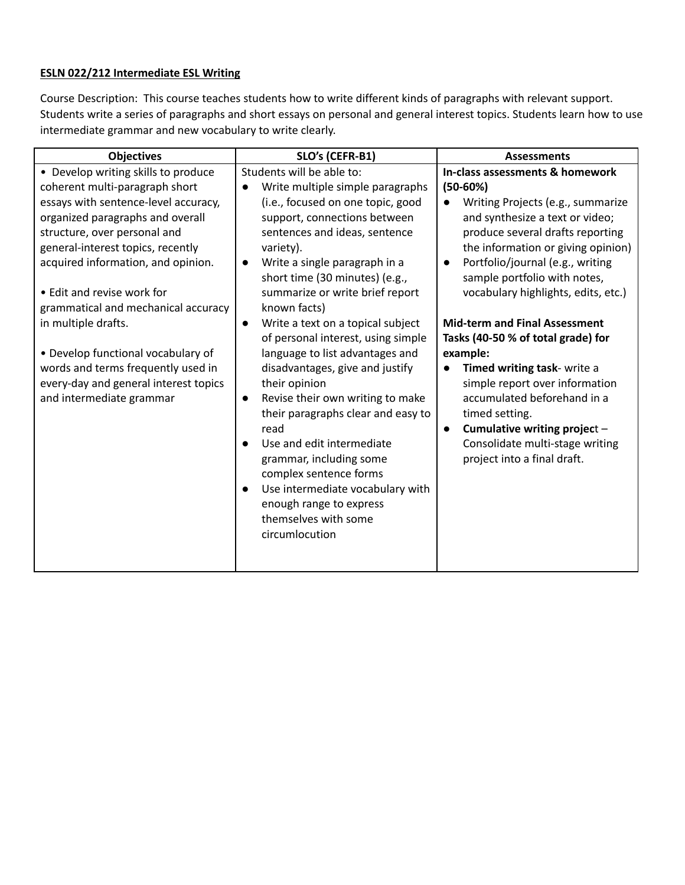**ESLN 022/212 Intermediate ESL Writing**

Course Description: This course teaches students how to write different kinds of paragraphs with relevant support. Students write a series of paragraphs and short essays on personal and general interest topics. Students learn how to use intermediate grammar and new vocabulary to write clearly.

| Objectives | SLO's (CEFR-B1) | Assessments |
|---|---|---|
| • Develop writing skills to produce coherent multi-paragraph short essays with sentence-level accuracy, organized paragraphs and overall structure, over personal and general-interest topics, recently acquired information, and opinion.<br><br>• Edit and revise work for grammatical and mechanical accuracy in multiple drafts.<br><br>• Develop functional vocabulary of words and terms frequently used in every-day and general interest topics and intermediate grammar | Students will be able to:<br>● Write multiple simple paragraphs (i.e., focused on one topic, good support, connections between sentences and ideas, sentence variety).<br>● Write a single paragraph in a short time (30 minutes) (e.g., summarize or write brief report known facts)<br>● Write a text on a topical subject of personal interest, using simple language to list advantages and disadvantages, give and justify their opinion<br>● Revise their own writing to make their paragraphs clear and easy to read<br>● Use and edit intermediate grammar, including some complex sentence forms<br>● Use intermediate vocabulary with enough range to express themselves with some circumlocution | **In-class assessments & homework (50-60%)**<br>● Writing Projects (e.g., summarize and synthesize a text or video; produce several drafts reporting the information or giving opinion)<br>● Portfolio/journal (e.g., writing sample portfolio with notes, vocabulary highlights, edits, etc.)<br><br>**Mid-term and Final Assessment Tasks (40-50 % of total grade) for example:**<br>● **Timed writing task**- write a simple report over information accumulated beforehand in a timed setting.<br>● **Cumulative writing project** – Consolidate multi-stage writing project into a final draft. |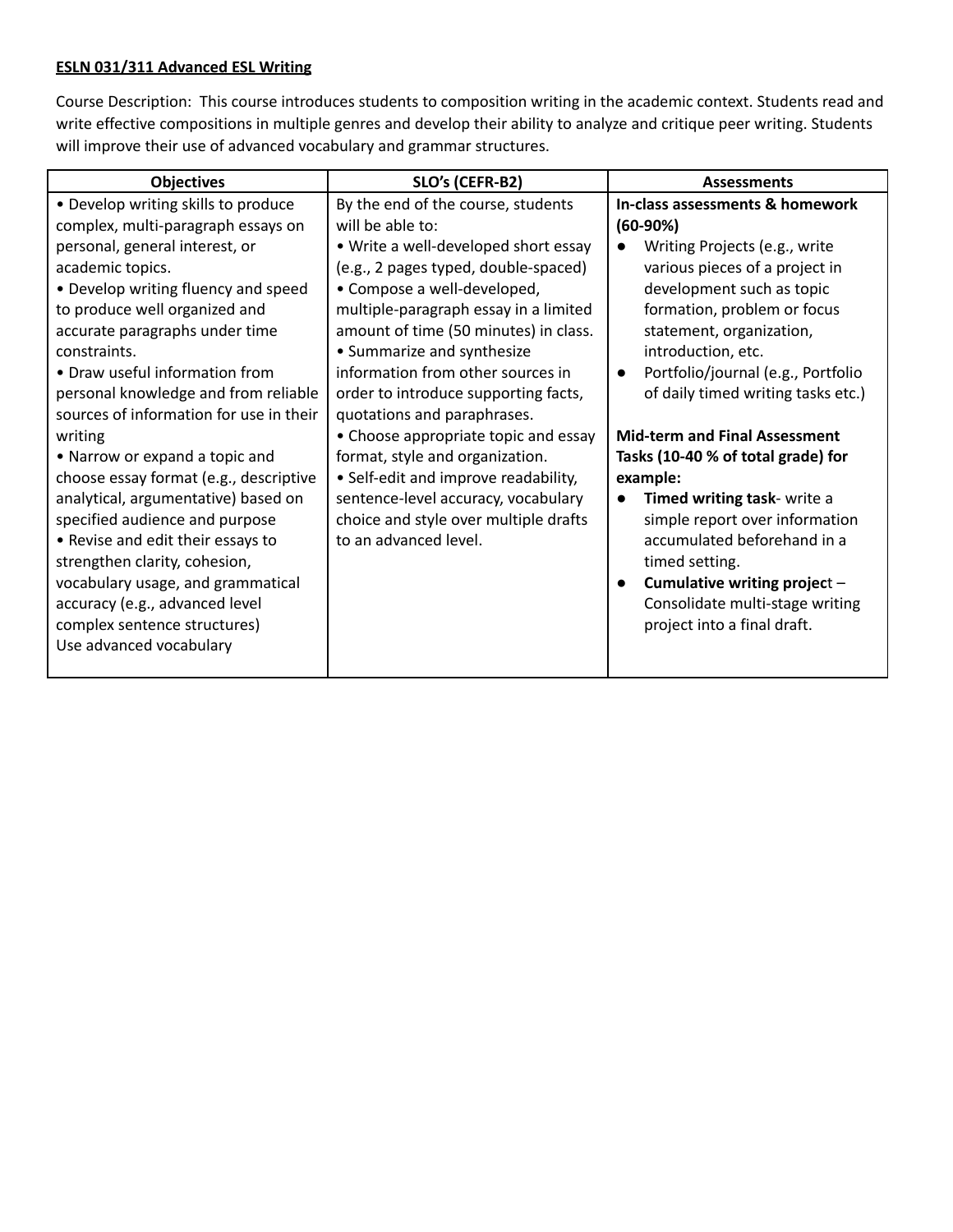**ESLN 031/311 Advanced ESL Writing**

Course Description: This course introduces students to composition writing in the academic context. Students read and write effective compositions in multiple genres and develop their ability to analyze and critique peer writing. Students will improve their use of advanced vocabulary and grammar structures.

| Objectives | SLO's (CEFR-B2) | Assessments |
|---|---|---|
| • Develop writing skills to produce complex, multi-paragraph essays on personal, general interest, or academic topics.<br>• Develop writing fluency and speed to produce well organized and accurate paragraphs under time constraints.<br>• Draw useful information from personal knowledge and from reliable sources of information for use in their writing<br>• Narrow or expand a topic and choose essay format (e.g., descriptive analytical, argumentative) based on specified audience and purpose<br>• Revise and edit their essays to strengthen clarity, cohesion, vocabulary usage, and grammatical accuracy (e.g., advanced level complex sentence structures)<br>Use advanced vocabulary | By the end of the course, students will be able to:<br>• Write a well-developed short essay (e.g., 2 pages typed, double-spaced)<br>• Compose a well-developed, multiple-paragraph essay in a limited amount of time (50 minutes) in class.<br>• Summarize and synthesize information from other sources in order to introduce supporting facts, quotations and paraphrases.<br>• Choose appropriate topic and essay format, style and organization.<br>• Self-edit and improve readability, sentence-level accuracy, vocabulary choice and style over multiple drafts to an advanced level. | **In-class assessments & homework (60-90%)**<br>● Writing Projects (e.g., write various pieces of a project in development such as topic formation, problem or focus statement, organization, introduction, etc.<br>● Portfolio/journal (e.g., Portfolio of daily timed writing tasks etc.)<br><br>**Mid-term and Final Assessment Tasks (10-40 % of total grade) for example:**<br>● **Timed writing task**- write a simple report over information accumulated beforehand in a timed setting.<br>● **Cumulative writing project** – Consolidate multi-stage writing project into a final draft. |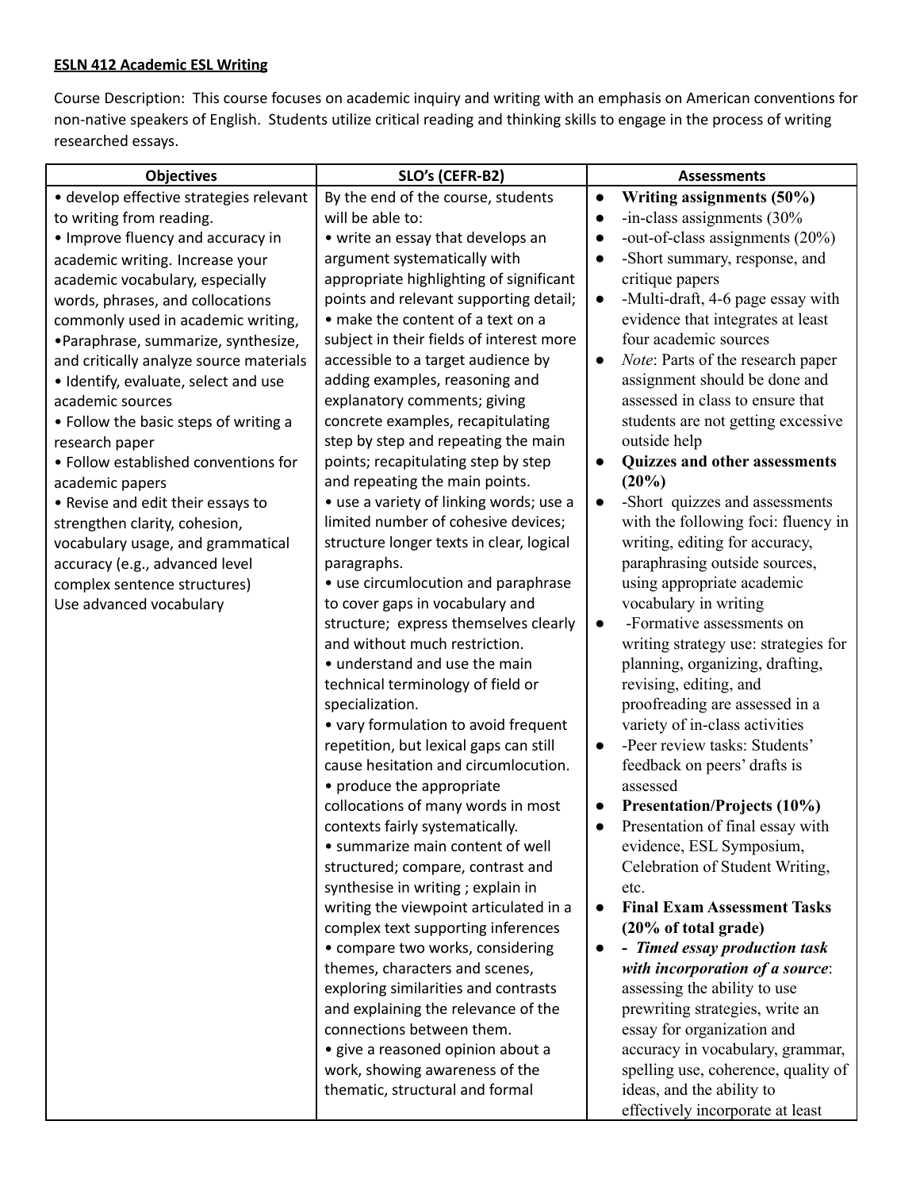**ESLN 412 Academic ESL Writing**

Course Description: This course focuses on academic inquiry and writing with an emphasis on American conventions for non-native speakers of English. Students utilize critical reading and thinking skills to engage in the process of writing researched essays.

| Objectives | SLO's (CEFR-B2) | Assessments |
|---|---|---|
| • develop effective strategies relevant to writing from reading.<br>• Improve fluency and accuracy in academic writing. Increase your academic vocabulary, especially words, phrases, and collocations commonly used in academic writing,<br>•Paraphrase, summarize, synthesize, and critically analyze source materials<br>• Identify, evaluate, select and use academic sources<br>• Follow the basic steps of writing a research paper<br>• Follow established conventions for academic papers<br>• Revise and edit their essays to strengthen clarity, cohesion, vocabulary usage, and grammatical accuracy (e.g., advanced level complex sentence structures)<br>Use advanced vocabulary | By the end of the course, students will be able to:<br>• write an essay that develops an argument systematically with appropriate highlighting of significant points and relevant supporting detail;<br>• make the content of a text on a subject in their fields of interest more accessible to a target audience by adding examples, reasoning and explanatory comments; giving concrete examples, recapitulating step by step and repeating the main points; recapitulating step by step and repeating the main points.<br>• use a variety of linking words; use a limited number of cohesive devices; structure longer texts in clear, logical paragraphs.<br>• use circumlocution and paraphrase to cover gaps in vocabulary and structure; express themselves clearly and without much restriction.<br>• understand and use the main technical terminology of field or specialization.<br>• vary formulation to avoid frequent repetition, but lexical gaps can still cause hesitation and circumlocution.<br>• produce the appropriate collocations of many words in most contexts fairly systematically.<br>• summarize main content of well structured; compare, contrast and synthesise in writing ; explain in writing the viewpoint articulated in a complex text supporting inferences<br>• compare two works, considering themes, characters and scenes, exploring similarities and contrasts and explaining the relevance of the connections between them.<br>• give a reasoned opinion about a work, showing awareness of the thematic, structural and formal | • **Writing assignments (50%)**<br>• -in-class assignments (30%<br>• -out-of-class assignments (20%)<br>• -Short summary, response, and critique papers<br>• -Multi-draft, 4-6 page essay with evidence that integrates at least four academic sources<br>• *Note*: Parts of the research paper assignment should be done and assessed in class to ensure that students are not getting excessive outside help<br>• **Quizzes and other assessments (20%)**<br>• -Short quizzes and assessments with the following foci: fluency in writing, editing for accuracy, paraphrasing outside sources, using appropriate academic vocabulary in writing<br>• -Formative assessments on writing strategy use: strategies for planning, organizing, drafting, revising, editing, and proofreading are assessed in a variety of in-class activities<br>• -Peer review tasks: Students' feedback on peers' drafts is assessed<br>• **Presentation/Projects (10%)**<br>• Presentation of final essay with evidence, ESL Symposium, Celebration of Student Writing, etc.<br>• **Final Exam Assessment Tasks (20% of total grade)**<br>• - ***Timed essay production task with incorporation of a source***: assessing the ability to use prewriting strategies, write an essay for organization and accuracy in vocabulary, grammar, spelling use, coherence, quality of ideas, and the ability to effectively incorporate at least |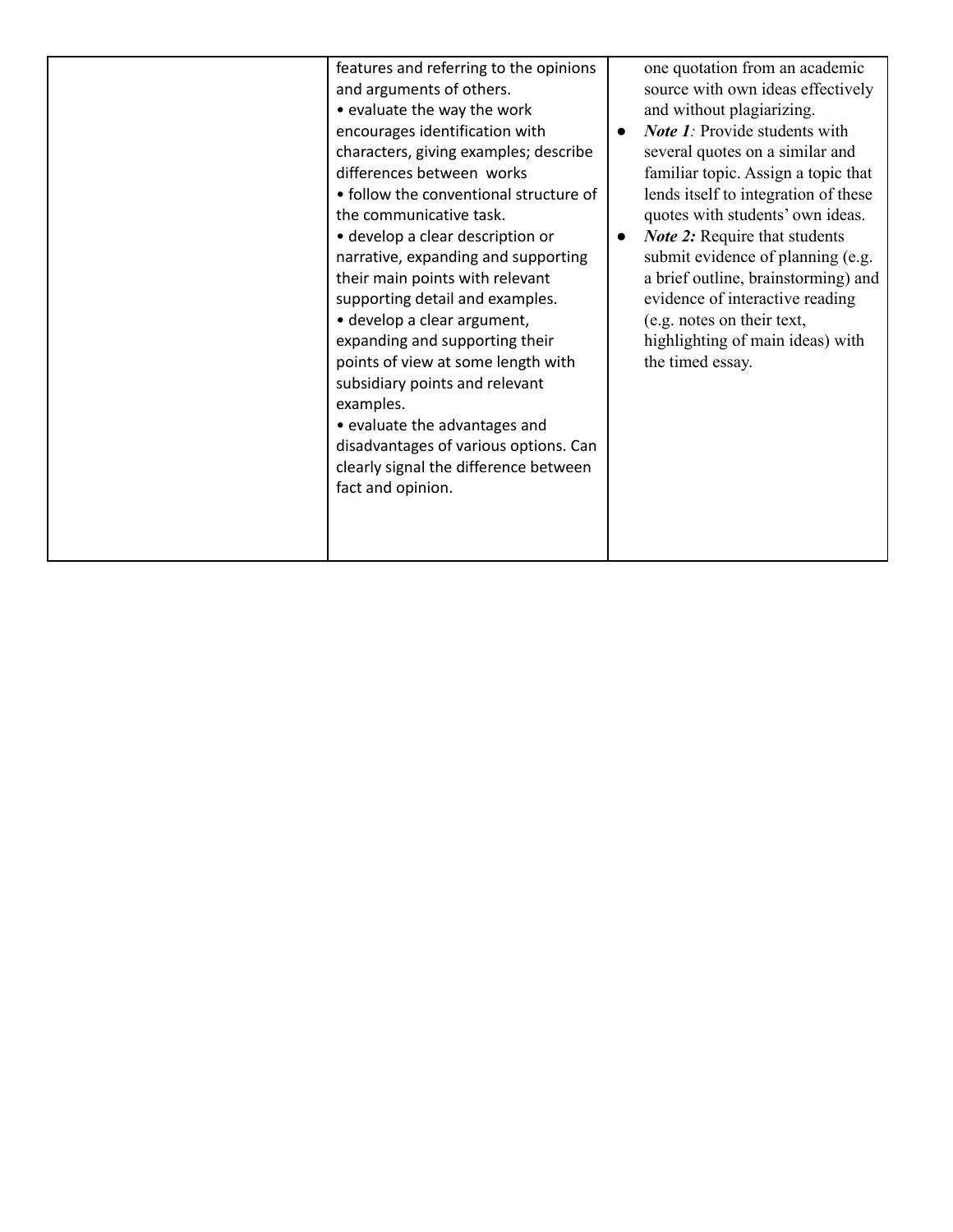| | | |
|---|---|---|
| | features and referring to the opinions and arguments of others.<br>• evaluate the way the work encourages identification with characters, giving examples; describe differences between works<br>• follow the conventional structure of the communicative task.<br>• develop a clear description or narrative, expanding and supporting their main points with relevant supporting detail and examples.<br>• develop a clear argument, expanding and supporting their points of view at some length with subsidiary points and relevant examples.<br>• evaluate the advantages and disadvantages of various options. Can clearly signal the difference between fact and opinion. | one quotation from an academic source with own ideas effectively and without plagiarizing.<br>● ***Note 1****:* Provide students with several quotes on a similar and familiar topic. Assign a topic that lends itself to integration of these quotes with students' own ideas.<br>● ***Note 2:*** Require that students submit evidence of planning (e.g. a brief outline, brainstorming) and evidence of interactive reading (e.g. notes on their text, highlighting of main ideas) with the timed essay. |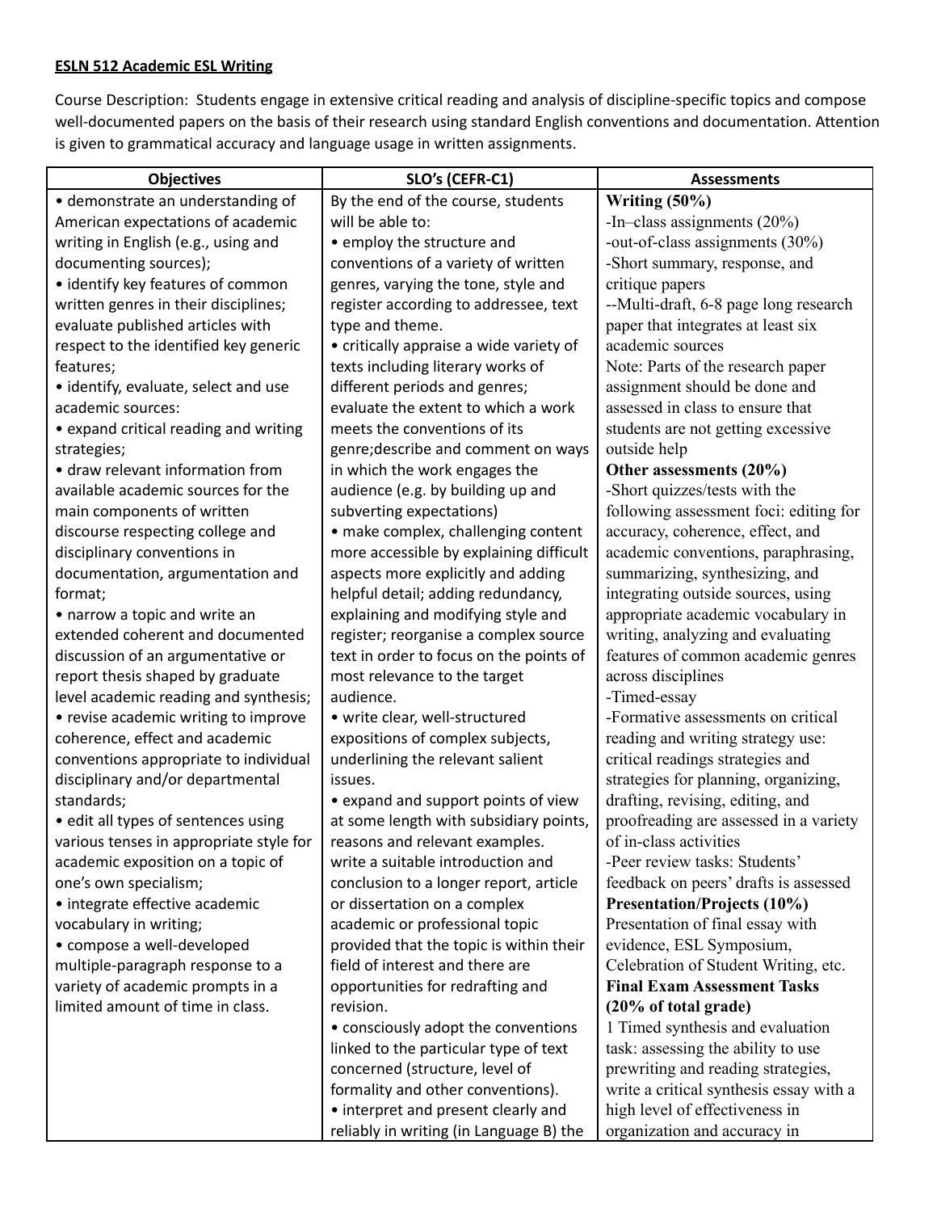**ESLN 512 Academic ESL Writing**

Course Description: Students engage in extensive critical reading and analysis of discipline-specific topics and compose well-documented papers on the basis of their research using standard English conventions and documentation. Attention is given to grammatical accuracy and language usage in written assignments.

| Objectives | SLO's (CEFR-C1) | Assessments |
|---|---|---|
| • demonstrate an understanding of American expectations of academic writing in English (e.g., using and documenting sources);<br>• identify key features of common written genres in their disciplines; evaluate published articles with respect to the identified key generic features;<br>• identify, evaluate, select and use academic sources:<br>• expand critical reading and writing strategies;<br>• draw relevant information from available academic sources for the main components of written discourse respecting college and disciplinary conventions in documentation, argumentation and format;<br>• narrow a topic and write an extended coherent and documented discussion of an argumentative or report thesis shaped by graduate level academic reading and synthesis;<br>• revise academic writing to improve coherence, effect and academic conventions appropriate to individual disciplinary and/or departmental standards;<br>• edit all types of sentences using various tenses in appropriate style for academic exposition on a topic of one's own specialism;<br>• integrate effective academic vocabulary in writing;<br>• compose a well-developed multiple-paragraph response to a variety of academic prompts in a limited amount of time in class. | By the end of the course, students will be able to:<br>• employ the structure and conventions of a variety of written genres, varying the tone, style and register according to addressee, text type and theme.<br>• critically appraise a wide variety of texts including literary works of different periods and genres; evaluate the extent to which a work meets the conventions of its genre;describe and comment on ways in which the work engages the audience (e.g. by building up and subverting expectations)<br>• make complex, challenging content more accessible by explaining difficult aspects more explicitly and adding helpful detail; adding redundancy, explaining and modifying style and register; reorganise a complex source text in order to focus on the points of most relevance to the target audience.<br>• write clear, well-structured expositions of complex subjects, underlining the relevant salient issues.<br>• expand and support points of view at some length with subsidiary points, reasons and relevant examples. write a suitable introduction and conclusion to a longer report, article or dissertation on a complex academic or professional topic provided that the topic is within their field of interest and there are opportunities for redrafting and revision.<br>• consciously adopt the conventions linked to the particular type of text concerned (structure, level of formality and other conventions).<br>• interpret and present clearly and reliably in writing (in Language B) the | **Writing (50%)**<br>-In–class assignments (20%)<br>-out-of-class assignments (30%)<br>-Short summary, response, and critique papers<br>--Multi-draft, 6-8 page long research paper that integrates at least six academic sources<br>Note: Parts of the research paper assignment should be done and assessed in class to ensure that students are not getting excessive outside help<br>**Other assessments (20%)**<br>-Short quizzes/tests with the following assessment foci: editing for accuracy, coherence, effect, and academic conventions, paraphrasing, summarizing, synthesizing, and integrating outside sources, using appropriate academic vocabulary in writing, analyzing and evaluating features of common academic genres across disciplines<br>-Timed-essay<br>-Formative assessments on critical reading and writing strategy use: critical readings strategies and strategies for planning, organizing, drafting, revising, editing, and proofreading are assessed in a variety of in-class activities<br>-Peer review tasks: Students' feedback on peers' drafts is assessed<br>**Presentation/Projects (10%)**<br>Presentation of final essay with evidence, ESL Symposium, Celebration of Student Writing, etc.<br>**Final Exam Assessment Tasks (20% of total grade)**<br>1 Timed synthesis and evaluation task: assessing the ability to use prewriting and reading strategies, write a critical synthesis essay with a high level of effectiveness in organization and accuracy in |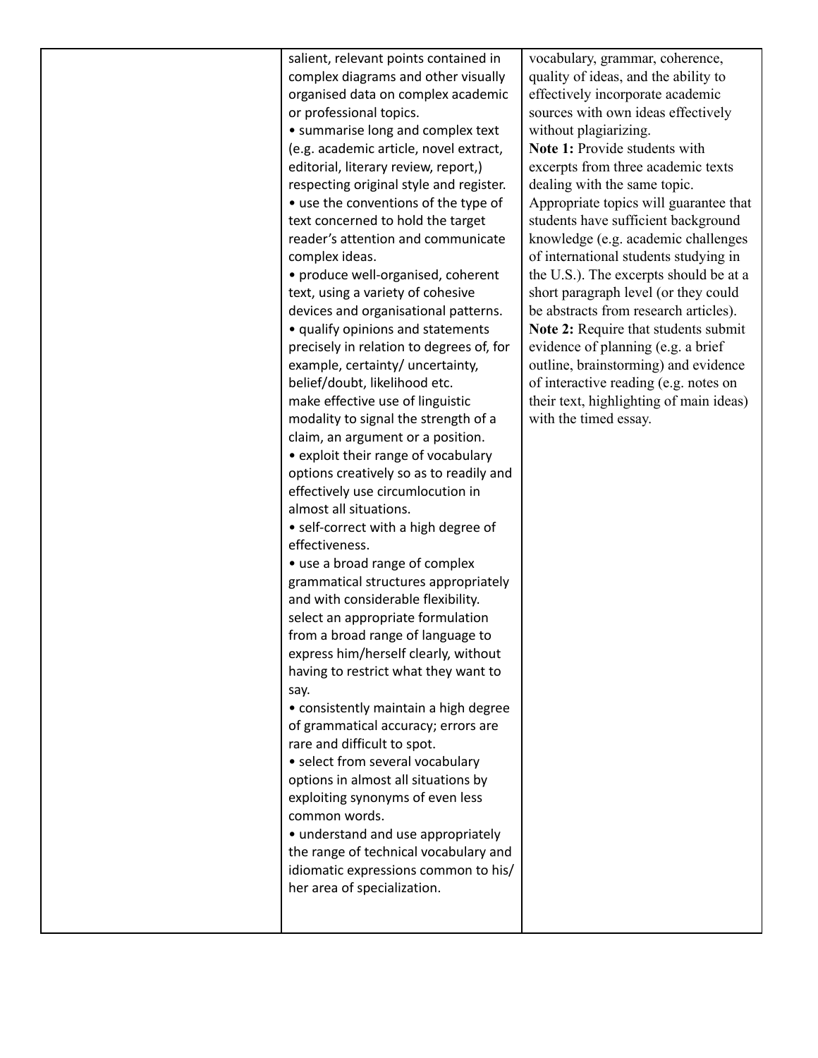| | | |
|---|---|---|
| | salient, relevant points contained in complex diagrams and other visually organised data on complex academic or professional topics.<br>• summarise long and complex text (e.g. academic article, novel extract, editorial, literary review, report,) respecting original style and register.<br>• use the conventions of the type of text concerned to hold the target reader's attention and communicate complex ideas.<br>• produce well-organised, coherent text, using a variety of cohesive devices and organisational patterns.<br>• qualify opinions and statements precisely in relation to degrees of, for example, certainty/ uncertainty, belief/doubt, likelihood etc.<br>make effective use of linguistic modality to signal the strength of a claim, an argument or a position.<br>• exploit their range of vocabulary options creatively so as to readily and effectively use circumlocution in almost all situations.<br>• self-correct with a high degree of effectiveness.<br>• use a broad range of complex grammatical structures appropriately and with considerable flexibility.<br>select an appropriate formulation from a broad range of language to express him/herself clearly, without having to restrict what they want to say.<br>• consistently maintain a high degree of grammatical accuracy; errors are rare and difficult to spot.<br>• select from several vocabulary options in almost all situations by exploiting synonyms of even less common words.<br>• understand and use appropriately the range of technical vocabulary and idiomatic expressions common to his/ her area of specialization. | vocabulary, grammar, coherence, quality of ideas, and the ability to effectively incorporate academic sources with own ideas effectively without plagiarizing.<br>**Note 1:** Provide students with excerpts from three academic texts dealing with the same topic. Appropriate topics will guarantee that students have sufficient background knowledge (e.g. academic challenges of international students studying in the U.S.). The excerpts should be at a short paragraph level (or they could be abstracts from research articles).<br>**Note 2:** Require that students submit evidence of planning (e.g. a brief outline, brainstorming) and evidence of interactive reading (e.g. notes on their text, highlighting of main ideas) with the timed essay. |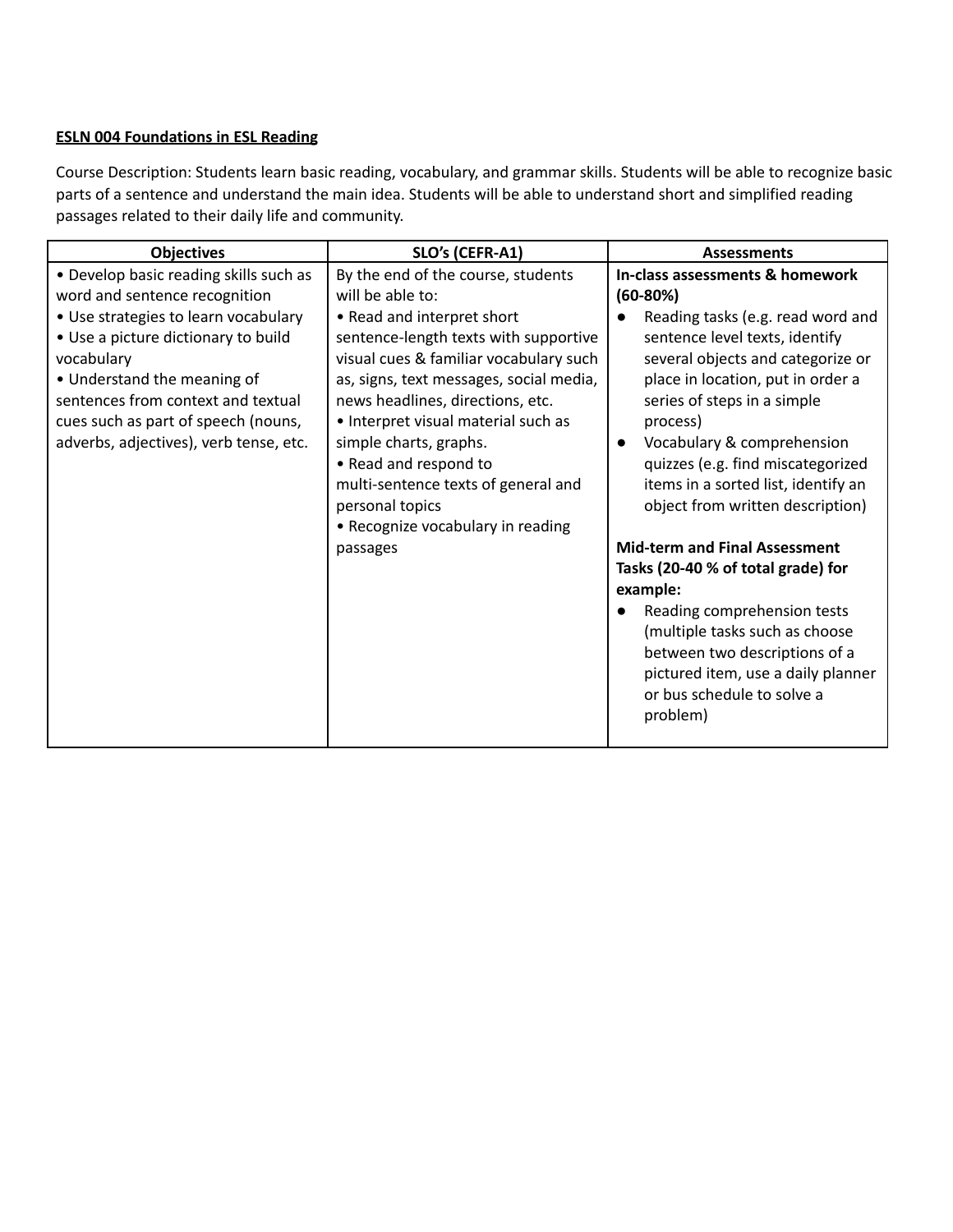**<u>ESLN 004 Foundations in ESL Reading</u>**

Course Description: Students learn basic reading, vocabulary, and grammar skills. Students will be able to recognize basic parts of a sentence and understand the main idea. Students will be able to understand short and simplified reading passages related to their daily life and community.

| Objectives | SLO's (CEFR-A1) | Assessments |
|---|---|---|
| • Develop basic reading skills such as word and sentence recognition<br>• Use strategies to learn vocabulary<br>• Use a picture dictionary to build vocabulary<br>• Understand the meaning of sentences from context and textual cues such as part of speech (nouns, adverbs, adjectives), verb tense, etc. | By the end of the course, students will be able to:<br>• Read and interpret short sentence-length texts with supportive visual cues & familiar vocabulary such as, signs, text messages, social media, news headlines, directions, etc.<br>• Interpret visual material such as simple charts, graphs.<br>• Read and respond to multi-sentence texts of general and personal topics<br>• Recognize vocabulary in reading passages | **In-class assessments & homework (60-80%)**<br>● Reading tasks (e.g. read word and sentence level texts, identify several objects and categorize or place in location, put in order a series of steps in a simple process)<br>● Vocabulary & comprehension quizzes (e.g. find miscategorized items in a sorted list, identify an object from written description)<br><br>**Mid-term and Final Assessment Tasks (20-40 % of total grade) for example:**<br>● Reading comprehension tests (multiple tasks such as choose between two descriptions of a pictured item, use a daily planner or bus schedule to solve a problem) |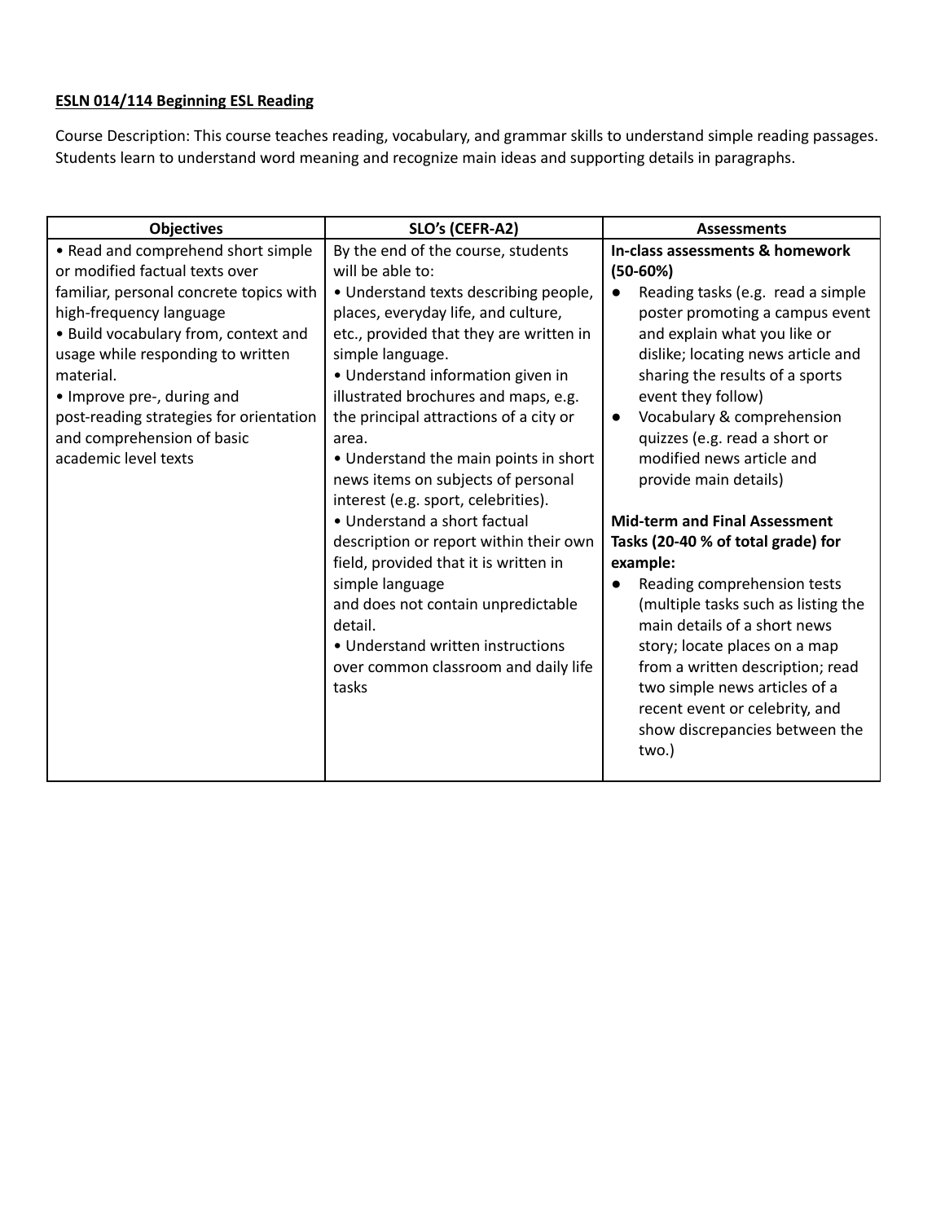**ESLN 014/114 Beginning ESL Reading**

Course Description: This course teaches reading, vocabulary, and grammar skills to understand simple reading passages. Students learn to understand word meaning and recognize main ideas and supporting details in paragraphs.

| Objectives | SLO's (CEFR-A2) | Assessments |
|---|---|---|
| • Read and comprehend short simple or modified factual texts over familiar, personal concrete topics with high-frequency language<br>• Build vocabulary from, context and usage while responding to written material.<br>• Improve pre-, during and post-reading strategies for orientation and comprehension of basic academic level texts | By the end of the course, students will be able to:<br>• Understand texts describing people, places, everyday life, and culture, etc., provided that they are written in simple language.<br>• Understand information given in illustrated brochures and maps, e.g. the principal attractions of a city or area.<br>• Understand the main points in short news items on subjects of personal interest (e.g. sport, celebrities).<br>• Understand a short factual description or report within their own field, provided that it is written in simple language and does not contain unpredictable detail.<br>• Understand written instructions over common classroom and daily life tasks | **In-class assessments & homework (50-60%)**<br>● Reading tasks (e.g. read a simple poster promoting a campus event and explain what you like or dislike; locating news article and sharing the results of a sports event they follow)<br>● Vocabulary & comprehension quizzes (e.g. read a short or modified news article and provide main details)<br><br>**Mid-term and Final Assessment Tasks (20-40 % of total grade) for example:**<br>● Reading comprehension tests (multiple tasks such as listing the main details of a short news story; locate places on a map from a written description; read two simple news articles of a recent event or celebrity, and show discrepancies between the two.) |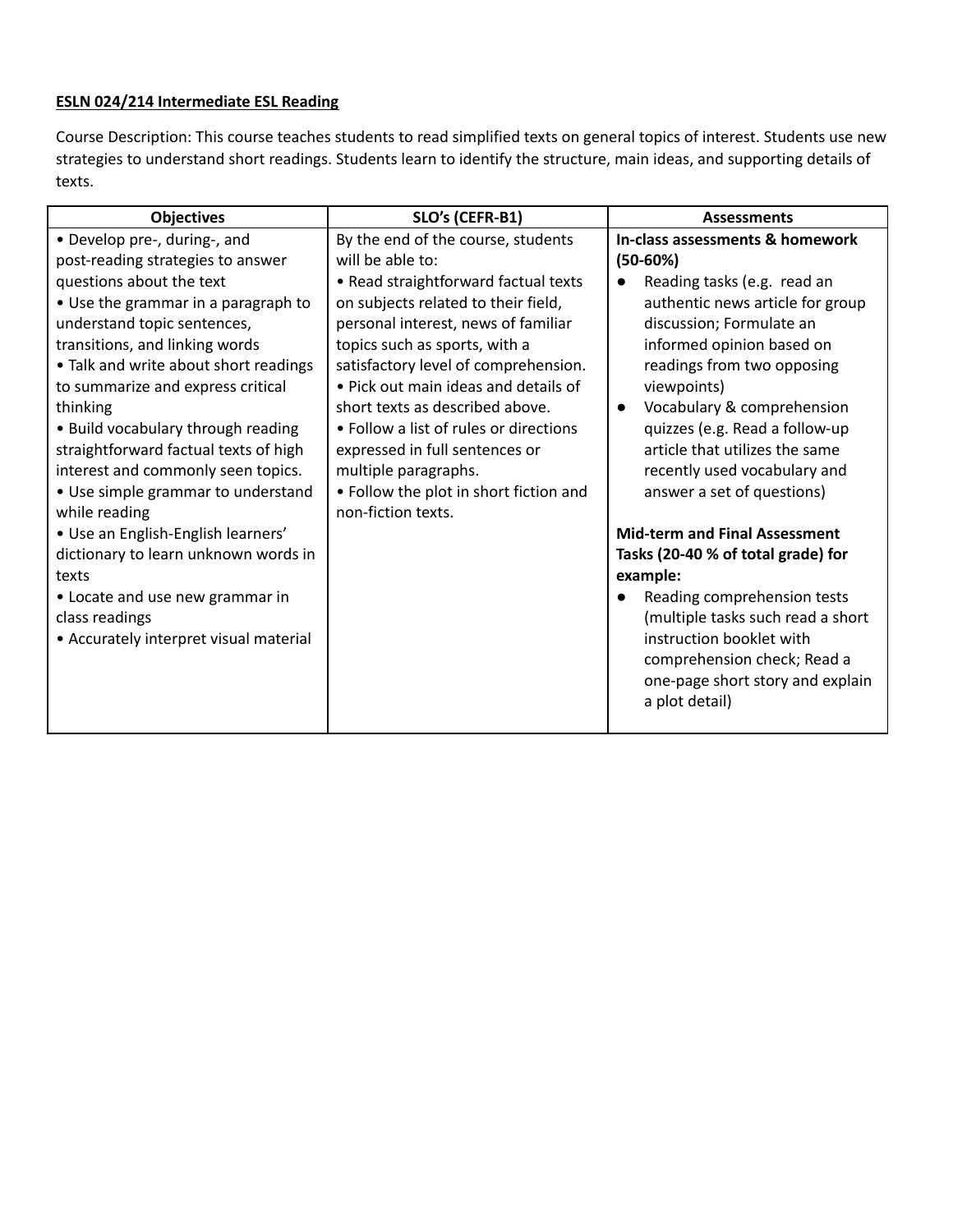**ESLN 024/214 Intermediate ESL Reading**

Course Description: This course teaches students to read simplified texts on general topics of interest. Students use new strategies to understand short readings. Students learn to identify the structure, main ideas, and supporting details of texts.

| Objectives | SLO's (CEFR-B1) | Assessments |
|---|---|---|
| • Develop pre-, during-, and post-reading strategies to answer questions about the text<br>• Use the grammar in a paragraph to understand topic sentences, transitions, and linking words<br>• Talk and write about short readings to summarize and express critical thinking<br>• Build vocabulary through reading straightforward factual texts of high interest and commonly seen topics.<br>• Use simple grammar to understand while reading<br>• Use an English-English learners' dictionary to learn unknown words in texts<br>• Locate and use new grammar in class readings<br>• Accurately interpret visual material | By the end of the course, students will be able to:<br>• Read straightforward factual texts on subjects related to their field, personal interest, news of familiar topics such as sports, with a satisfactory level of comprehension.<br>• Pick out main ideas and details of short texts as described above.<br>• Follow a list of rules or directions expressed in full sentences or multiple paragraphs.<br>• Follow the plot in short fiction and non-fiction texts. | **In-class assessments & homework (50-60%)**<br>● Reading tasks (e.g. read an authentic news article for group discussion; Formulate an informed opinion based on readings from two opposing viewpoints)<br>● Vocabulary & comprehension quizzes (e.g. Read a follow-up article that utilizes the same recently used vocabulary and answer a set of questions)<br><br>**Mid-term and Final Assessment Tasks (20-40 % of total grade) for example:**<br>● Reading comprehension tests (multiple tasks such read a short instruction booklet with comprehension check; Read a one-page short story and explain a plot detail) |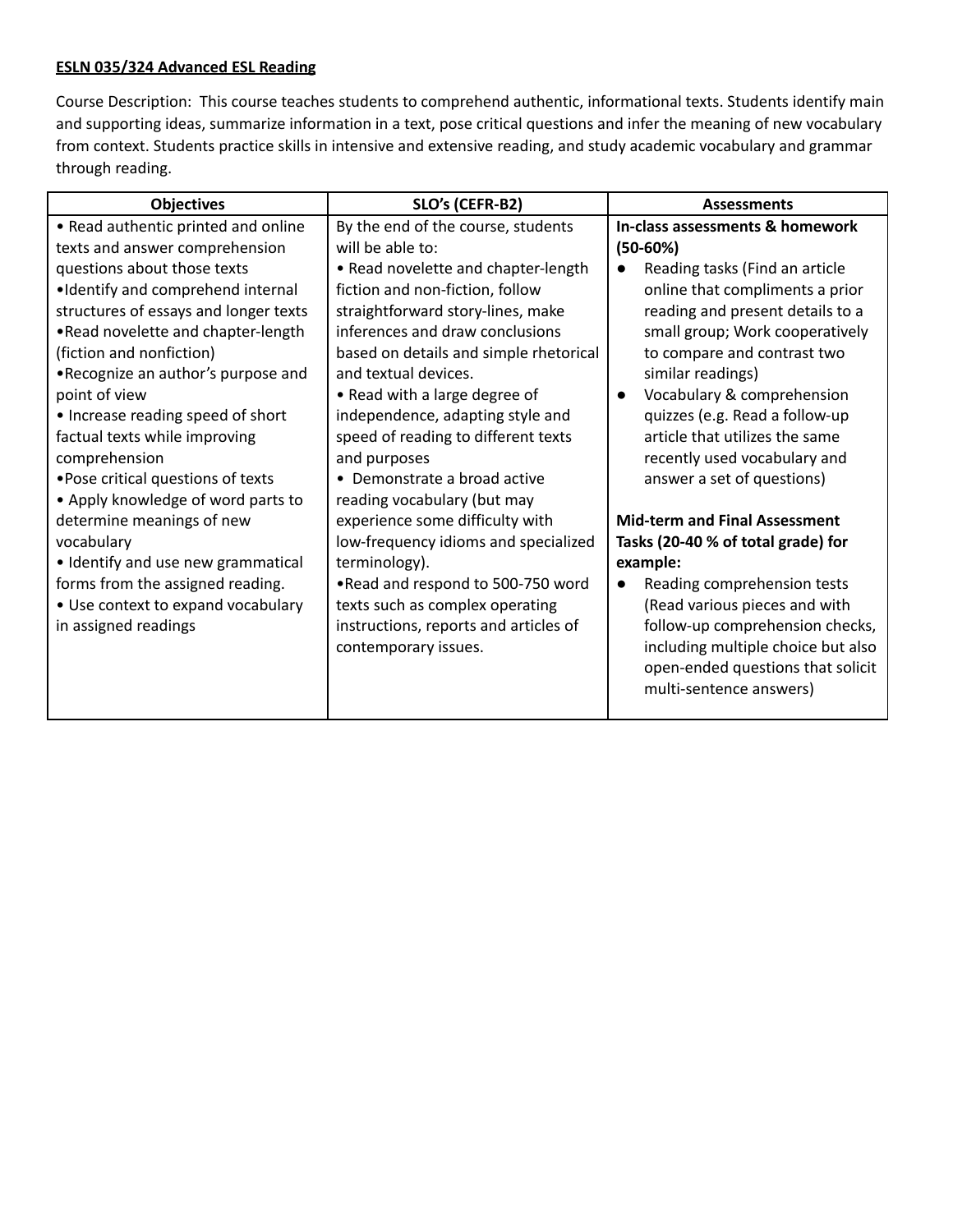**ESLN 035/324 Advanced ESL Reading**

Course Description: This course teaches students to comprehend authentic, informational texts. Students identify main and supporting ideas, summarize information in a text, pose critical questions and infer the meaning of new vocabulary from context. Students practice skills in intensive and extensive reading, and study academic vocabulary and grammar through reading.

| Objectives | SLO's (CEFR-B2) | Assessments |
|---|---|---|
| • Read authentic printed and online texts and answer comprehension questions about those texts<br>•Identify and comprehend internal structures of essays and longer texts<br>•Read novelette and chapter-length (fiction and nonfiction)<br>•Recognize an author's purpose and point of view<br>• Increase reading speed of short factual texts while improving comprehension<br>•Pose critical questions of texts<br>• Apply knowledge of word parts to determine meanings of new vocabulary<br>• Identify and use new grammatical forms from the assigned reading.<br>• Use context to expand vocabulary in assigned readings | By the end of the course, students will be able to:<br>• Read novelette and chapter-length fiction and non-fiction, follow straightforward story-lines, make inferences and draw conclusions based on details and simple rhetorical and textual devices.<br>• Read with a large degree of independence, adapting style and speed of reading to different texts and purposes<br>• Demonstrate a broad active reading vocabulary (but may experience some difficulty with low-frequency idioms and specialized terminology).<br>•Read and respond to 500-750 word texts such as complex operating instructions, reports and articles of contemporary issues. | **In-class assessments & homework (50-60%)**<br>● Reading tasks (Find an article online that compliments a prior reading and present details to a small group; Work cooperatively to compare and contrast two similar readings)<br>● Vocabulary & comprehension quizzes (e.g. Read a follow-up article that utilizes the same recently used vocabulary and answer a set of questions)<br><br>**Mid-term and Final Assessment Tasks (20-40 % of total grade) for example:**<br>● Reading comprehension tests (Read various pieces and with follow-up comprehension checks, including multiple choice but also open-ended questions that solicit multi-sentence answers) |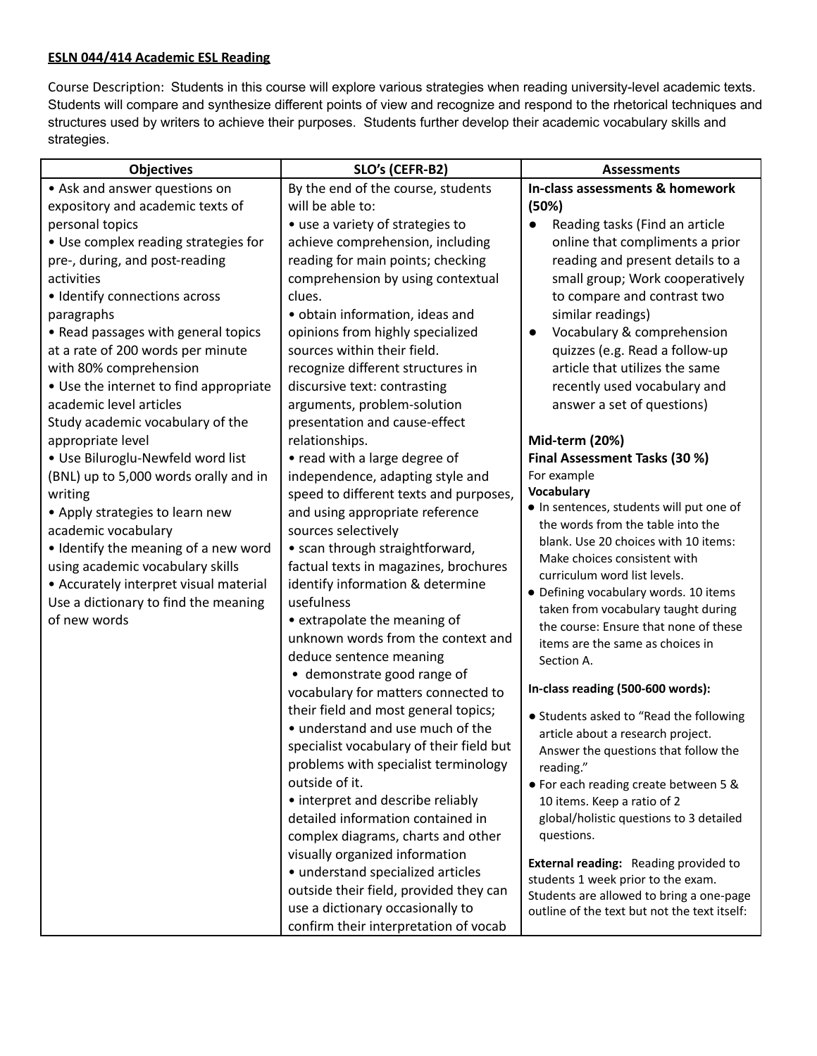**ESLN 044/414 Academic ESL Reading**

Course Description: Students in this course will explore various strategies when reading university-level academic texts. Students will compare and synthesize different points of view and recognize and respond to the rhetorical techniques and structures used by writers to achieve their purposes. Students further develop their academic vocabulary skills and strategies.

| Objectives | SLO's (CEFR-B2) | Assessments |
|---|---|---|
| • Ask and answer questions on expository and academic texts of personal topics<br>• Use complex reading strategies for pre-, during, and post-reading activities<br>• Identify connections across paragraphs<br>• Read passages with general topics at a rate of 200 words per minute with 80% comprehension<br>• Use the internet to find appropriate academic level articles<br>Study academic vocabulary of the appropriate level<br>• Use Biluroglu-Newfeld word list (BNL) up to 5,000 words orally and in writing<br>• Apply strategies to learn new academic vocabulary<br>• Identify the meaning of a new word using academic vocabulary skills<br>• Accurately interpret visual material<br>Use a dictionary to find the meaning of new words | By the end of the course, students will be able to:<br>• use a variety of strategies to achieve comprehension, including reading for main points; checking comprehension by using contextual clues.<br>• obtain information, ideas and opinions from highly specialized sources within their field.<br>recognize different structures in discursive text: contrasting arguments, problem-solution presentation and cause-effect relationships.<br>• read with a large degree of independence, adapting style and speed to different texts and purposes, and using appropriate reference sources selectively<br>• scan through straightforward, factual texts in magazines, brochures identify information & determine usefulness<br>• extrapolate the meaning of unknown words from the context and deduce sentence meaning<br>• demonstrate good range of vocabulary for matters connected to their field and most general topics;<br>• understand and use much of the specialist vocabulary of their field but problems with specialist terminology outside of it.<br>• interpret and describe reliably detailed information contained in complex diagrams, charts and other visually organized information<br>• understand specialized articles outside their field, provided they can use a dictionary occasionally to confirm their interpretation of vocab | **In-class assessments & homework (50%)**<br>● Reading tasks (Find an article online that compliments a prior reading and present details to a small group; Work cooperatively to compare and contrast two similar readings)<br>● Vocabulary & comprehension quizzes (e.g. Read a follow-up article that utilizes the same recently used vocabulary and answer a set of questions)<br><br>**Mid-term (20%)**<br>**Final Assessment Tasks (30 %)**<br>For example<br>**Vocabulary**<br>● In sentences, students will put one of the words from the table into the blank. Use 20 choices with 10 items: Make choices consistent with curriculum word list levels.<br>● Defining vocabulary words. 10 items taken from vocabulary taught during the course: Ensure that none of these items are the same as choices in Section A.<br><br>**In-class reading (500-600 words):**<br>● Students asked to "Read the following article about a research project. Answer the questions that follow the reading."<br>● For each reading create between 5 & 10 items. Keep a ratio of 2 global/holistic questions to 3 detailed questions.<br><br>**External reading:** Reading provided to students 1 week prior to the exam. Students are allowed to bring a one-page outline of the text but not the text itself: |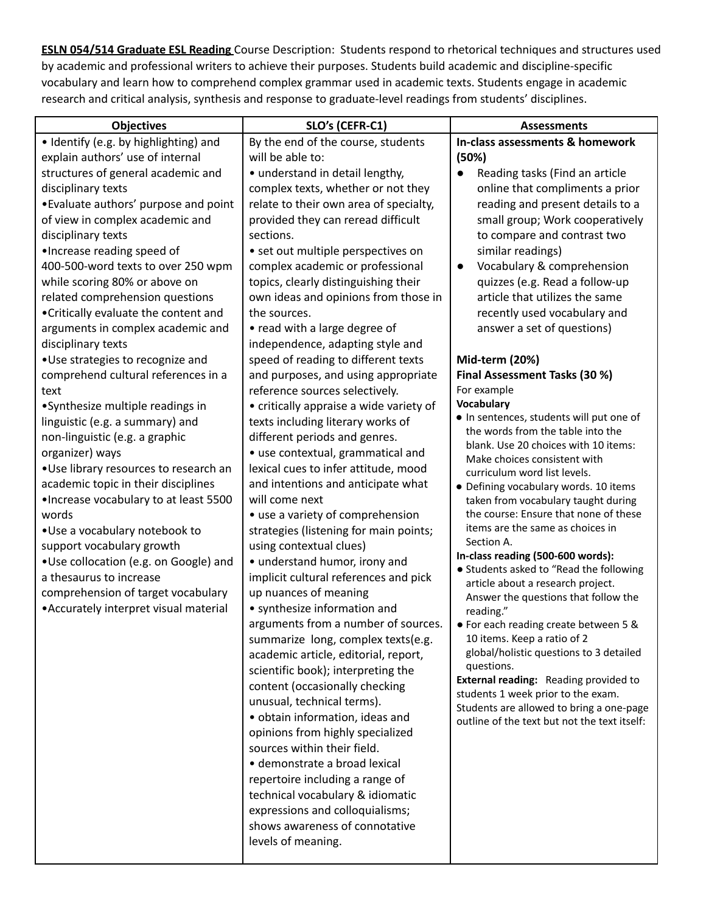**ESLN 054/514 Graduate ESL Reading** Course Description: Students respond to rhetorical techniques and structures used by academic and professional writers to achieve their purposes. Students build academic and discipline-specific vocabulary and learn how to comprehend complex grammar used in academic texts. Students engage in academic research and critical analysis, synthesis and response to graduate-level readings from students' disciplines.

| Objectives | SLO's (CEFR-C1) | Assessments |
|---|---|---|
| • Identify (e.g. by highlighting) and explain authors' use of internal structures of general academic and disciplinary texts<br>•Evaluate authors' purpose and point of view in complex academic and disciplinary texts<br>•Increase reading speed of 400-500-word texts to over 250 wpm while scoring 80% or above on related comprehension questions<br>•Critically evaluate the content and arguments in complex academic and disciplinary texts<br>•Use strategies to recognize and comprehend cultural references in a text<br>•Synthesize multiple readings in linguistic (e.g. a summary) and non-linguistic (e.g. a graphic organizer) ways<br>•Use library resources to research an academic topic in their disciplines<br>•Increase vocabulary to at least 5500 words<br>•Use a vocabulary notebook to support vocabulary growth<br>•Use collocation (e.g. on Google) and a thesaurus to increase comprehension of target vocabulary<br>•Accurately interpret visual material | By the end of the course, students will be able to:<br>• understand in detail lengthy, complex texts, whether or not they relate to their own area of specialty, provided they can reread difficult sections.<br>• set out multiple perspectives on complex academic or professional topics, clearly distinguishing their own ideas and opinions from those in the sources.<br>• read with a large degree of independence, adapting style and speed of reading to different texts and purposes, and using appropriate reference sources selectively.<br>• critically appraise a wide variety of texts including literary works of different periods and genres.<br>• use contextual, grammatical and lexical cues to infer attitude, mood and intentions and anticipate what will come next<br>• use a variety of comprehension strategies (listening for main points; using contextual clues)<br>• understand humor, irony and implicit cultural references and pick up nuances of meaning<br>• synthesize information and arguments from a number of sources. summarize long, complex texts(e.g. academic article, editorial, report, scientific book); interpreting the content (occasionally checking unusual, technical terms).<br>• obtain information, ideas and opinions from highly specialized sources within their field.<br>• demonstrate a broad lexical repertoire including a range of technical vocabulary & idiomatic expressions and colloquialisms; shows awareness of connotative levels of meaning. | **In-class assessments & homework (50%)**<br>● Reading tasks (Find an article online that compliments a prior reading and present details to a small group; Work cooperatively to compare and contrast two similar readings)<br>● Vocabulary & comprehension quizzes (e.g. Read a follow-up article that utilizes the same recently used vocabulary and answer a set of questions)<br><br>**Mid-term (20%)**<br>**Final Assessment Tasks (30 %)**<br>For example<br>**Vocabulary**<br>● In sentences, students will put one of the words from the table into the blank. Use 20 choices with 10 items: Make choices consistent with curriculum word list levels.<br>● Defining vocabulary words. 10 items taken from vocabulary taught during the course: Ensure that none of these items are the same as choices in Section A.<br>**In-class reading (500-600 words):**<br>● Students asked to "Read the following article about a research project. Answer the questions that follow the reading."<br>● For each reading create between 5 & 10 items. Keep a ratio of 2 global/holistic questions to 3 detailed questions.<br>**External reading:** Reading provided to students 1 week prior to the exam. Students are allowed to bring a one-page outline of the text but not the text itself: |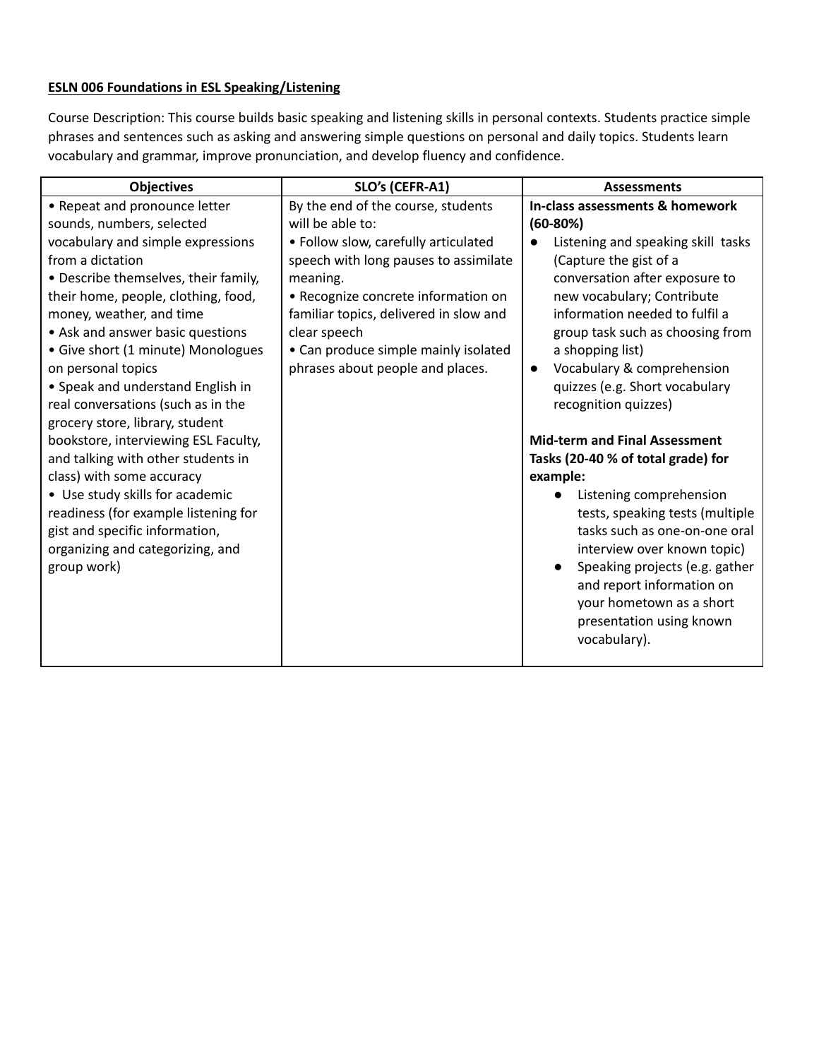**ESLN 006 Foundations in ESL Speaking/Listening**

Course Description: This course builds basic speaking and listening skills in personal contexts. Students practice simple phrases and sentences such as asking and answering simple questions on personal and daily topics. Students learn vocabulary and grammar, improve pronunciation, and develop fluency and confidence.

| Objectives | SLO's (CEFR-A1) | Assessments |
|---|---|---|
| • Repeat and pronounce letter sounds, numbers, selected vocabulary and simple expressions from a dictation<br>• Describe themselves, their family, their home, people, clothing, food, money, weather, and time<br>• Ask and answer basic questions<br>• Give short (1 minute) Monologues on personal topics<br>• Speak and understand English in real conversations (such as in the grocery store, library, student bookstore, interviewing ESL Faculty, and talking with other students in class) with some accuracy<br>• Use study skills for academic readiness (for example listening for gist and specific information, organizing and categorizing, and group work) | By the end of the course, students will be able to:<br>• Follow slow, carefully articulated speech with long pauses to assimilate meaning.<br>• Recognize concrete information on familiar topics, delivered in slow and clear speech<br>• Can produce simple mainly isolated phrases about people and places. | **In-class assessments & homework (60-80%)**<br>● Listening and speaking skill tasks (Capture the gist of a conversation after exposure to new vocabulary; Contribute information needed to fulfil a group task such as choosing from a shopping list)<br>● Vocabulary & comprehension quizzes (e.g. Short vocabulary recognition quizzes)<br><br>**Mid-term and Final Assessment Tasks (20-40 % of total grade) for example:**<br>● Listening comprehension tests, speaking tests (multiple tasks such as one-on-one oral interview over known topic)<br>● Speaking projects (e.g. gather and report information on your hometown as a short presentation using known vocabulary). |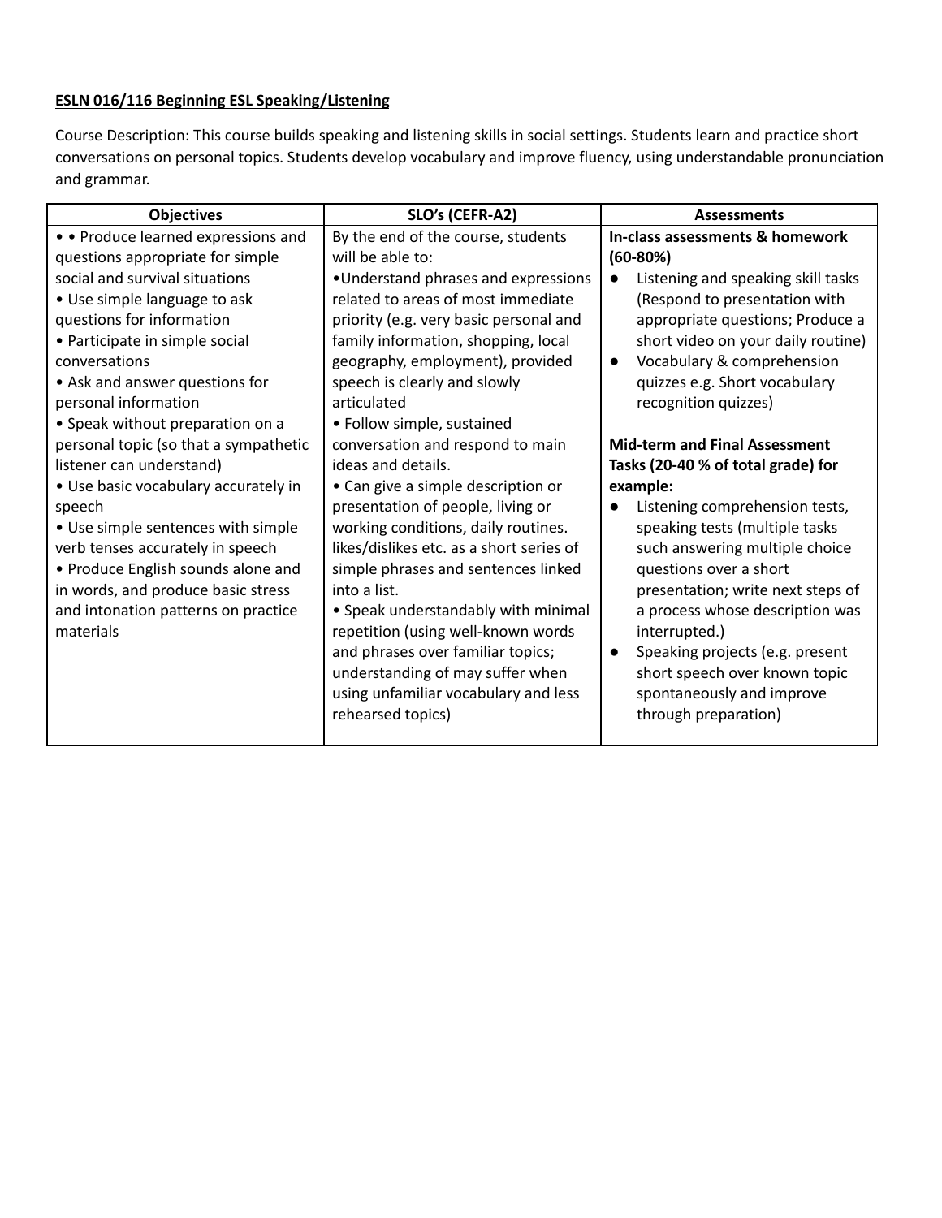**ESLN 016/116 Beginning ESL Speaking/Listening**

Course Description: This course builds speaking and listening skills in social settings. Students learn and practice short conversations on personal topics. Students develop vocabulary and improve fluency, using understandable pronunciation and grammar.

| Objectives | SLO's (CEFR-A2) | Assessments |
|---|---|---|
| • • Produce learned expressions and questions appropriate for simple social and survival situations<br>• Use simple language to ask questions for information<br>• Participate in simple social conversations<br>• Ask and answer questions for personal information<br>• Speak without preparation on a personal topic (so that a sympathetic listener can understand)<br>• Use basic vocabulary accurately in speech<br>• Use simple sentences with simple verb tenses accurately in speech<br>• Produce English sounds alone and in words, and produce basic stress and intonation patterns on practice materials | By the end of the course, students will be able to:<br>•Understand phrases and expressions related to areas of most immediate priority (e.g. very basic personal and family information, shopping, local geography, employment), provided speech is clearly and slowly articulated<br>• Follow simple, sustained conversation and respond to main ideas and details.<br>• Can give a simple description or presentation of people, living or working conditions, daily routines. likes/dislikes etc. as a short series of simple phrases and sentences linked into a list.<br>• Speak understandably with minimal repetition (using well-known words and phrases over familiar topics; understanding of may suffer when using unfamiliar vocabulary and less rehearsed topics) | **In-class assessments & homework (60-80%)**<br>● Listening and speaking skill tasks (Respond to presentation with appropriate questions; Produce a short video on your daily routine)<br>● Vocabulary & comprehension quizzes e.g. Short vocabulary recognition quizzes)<br><br>**Mid-term and Final Assessment Tasks (20-40 % of total grade) for example:**<br>● Listening comprehension tests, speaking tests (multiple tasks such answering multiple choice questions over a short presentation; write next steps of a process whose description was interrupted.)<br>● Speaking projects (e.g. present short speech over known topic spontaneously and improve through preparation) |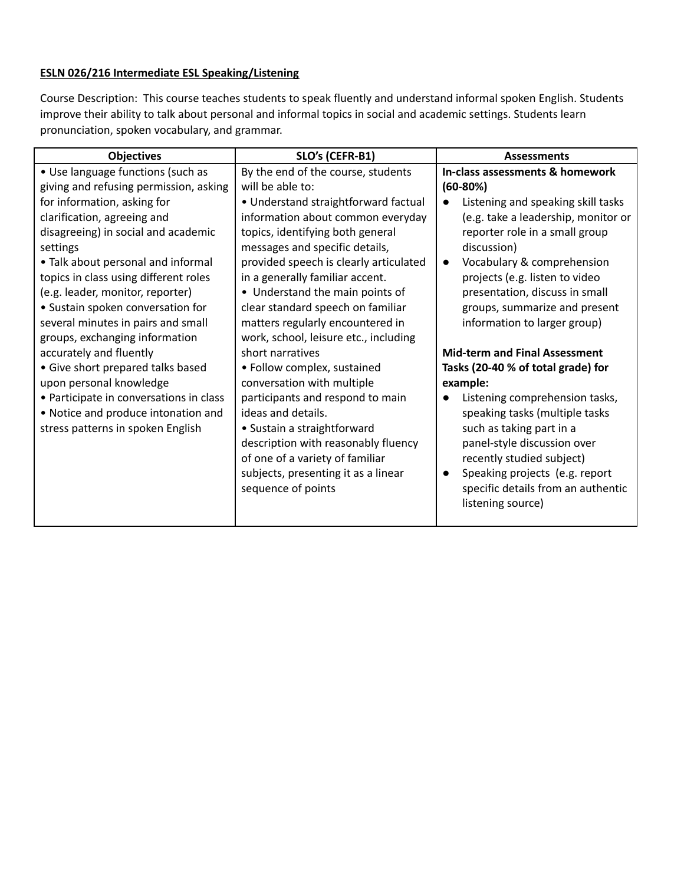**ESLN 026/216 Intermediate ESL Speaking/Listening**

Course Description: This course teaches students to speak fluently and understand informal spoken English. Students improve their ability to talk about personal and informal topics in social and academic settings. Students learn pronunciation, spoken vocabulary, and grammar.

| Objectives | SLO's (CEFR-B1) | Assessments |
|---|---|---|
| • Use language functions (such as giving and refusing permission, asking for information, asking for clarification, agreeing and disagreeing) in social and academic settings<br>• Talk about personal and informal topics in class using different roles (e.g. leader, monitor, reporter)<br>• Sustain spoken conversation for several minutes in pairs and small groups, exchanging information accurately and fluently<br>• Give short prepared talks based upon personal knowledge<br>• Participate in conversations in class<br>• Notice and produce intonation and stress patterns in spoken English | By the end of the course, students will be able to:<br>• Understand straightforward factual information about common everyday topics, identifying both general messages and specific details, provided speech is clearly articulated in a generally familiar accent.<br>• Understand the main points of clear standard speech on familiar matters regularly encountered in work, school, leisure etc., including short narratives<br>• Follow complex, sustained conversation with multiple participants and respond to main ideas and details.<br>• Sustain a straightforward description with reasonably fluency of one of a variety of familiar subjects, presenting it as a linear sequence of points | **In-class assessments & homework (60-80%)**<br>• Listening and speaking skill tasks (e.g. take a leadership, monitor or reporter role in a small group discussion)<br>• Vocabulary & comprehension projects (e.g. listen to video presentation, discuss in small groups, summarize and present information to larger group)<br><br>**Mid-term and Final Assessment Tasks (20-40 % of total grade) for example:**<br>• Listening comprehension tasks, speaking tasks (multiple tasks such as taking part in a panel-style discussion over recently studied subject)<br>• Speaking projects (e.g. report specific details from an authentic listening source) |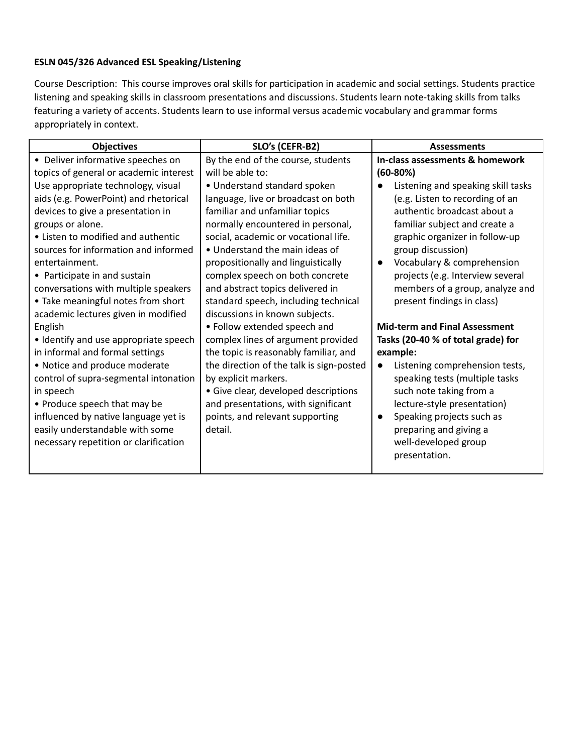**ESLN 045/326 Advanced ESL Speaking/Listening**

Course Description: This course improves oral skills for participation in academic and social settings. Students practice listening and speaking skills in classroom presentations and discussions. Students learn note-taking skills from talks featuring a variety of accents. Students learn to use informal versus academic vocabulary and grammar forms appropriately in context.

| Objectives | SLO's (CEFR-B2) | Assessments |
|---|---|---|
| • Deliver informative speeches on topics of general or academic interest Use appropriate technology, visual aids (e.g. PowerPoint) and rhetorical devices to give a presentation in groups or alone.<br>• Listen to modified and authentic sources for information and informed entertainment.<br>• Participate in and sustain conversations with multiple speakers<br>• Take meaningful notes from short academic lectures given in modified English<br>• Identify and use appropriate speech in informal and formal settings<br>• Notice and produce moderate control of supra-segmental intonation in speech<br>• Produce speech that may be influenced by native language yet is easily understandable with some necessary repetition or clarification | By the end of the course, students will be able to:<br>• Understand standard spoken language, live or broadcast on both familiar and unfamiliar topics normally encountered in personal, social, academic or vocational life.<br>• Understand the main ideas of propositionally and linguistically complex speech on both concrete and abstract topics delivered in standard speech, including technical discussions in known subjects.<br>• Follow extended speech and complex lines of argument provided the topic is reasonably familiar, and the direction of the talk is sign-posted by explicit markers.<br>• Give clear, developed descriptions and presentations, with significant points, and relevant supporting detail. | **In-class assessments & homework (60-80%)**<br>• Listening and speaking skill tasks (e.g. Listen to recording of an authentic broadcast about a familiar subject and create a graphic organizer in follow-up group discussion)<br>• Vocabulary & comprehension projects (e.g. Interview several members of a group, analyze and present findings in class)<br><br>**Mid-term and Final Assessment Tasks (20-40 % of total grade) for example:**<br>• Listening comprehension tests, speaking tests (multiple tasks such note taking from a lecture-style presentation)<br>• Speaking projects such as preparing and giving a well-developed group presentation. |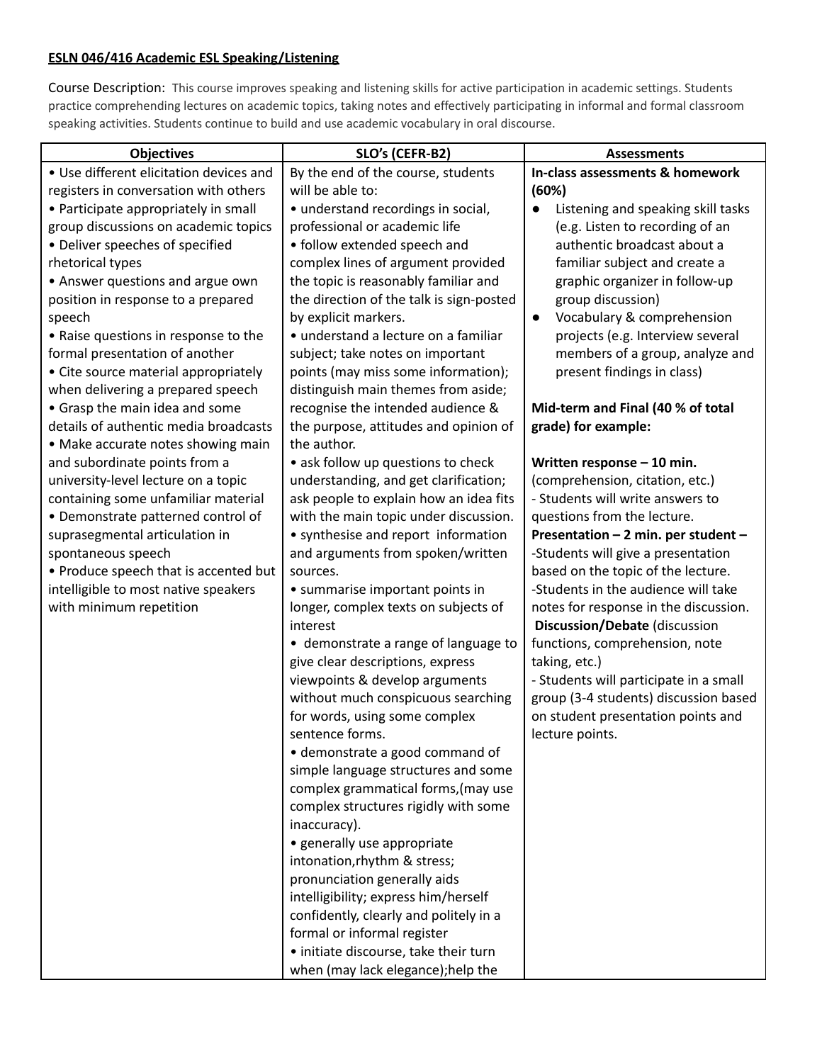**ESLN 046/416 Academic ESL Speaking/Listening**

Course Description: This course improves speaking and listening skills for active participation in academic settings. Students practice comprehending lectures on academic topics, taking notes and effectively participating in informal and formal classroom speaking activities. Students continue to build and use academic vocabulary in oral discourse.

| Objectives | SLO's (CEFR-B2) | Assessments |
|---|---|---|
| • Use different elicitation devices and registers in conversation with others<br>• Participate appropriately in small group discussions on academic topics<br>• Deliver speeches of specified rhetorical types<br>• Answer questions and argue own position in response to a prepared speech<br>• Raise questions in response to the formal presentation of another<br>• Cite source material appropriately when delivering a prepared speech<br>• Grasp the main idea and some details of authentic media broadcasts<br>• Make accurate notes showing main and subordinate points from a university-level lecture on a topic containing some unfamiliar material<br>• Demonstrate patterned control of suprasegmental articulation in spontaneous speech<br>• Produce speech that is accented but intelligible to most native speakers with minimum repetition | By the end of the course, students will be able to:<br>• understand recordings in social, professional or academic life<br>• follow extended speech and complex lines of argument provided the topic is reasonably familiar and the direction of the talk is sign-posted by explicit markers.<br>• understand a lecture on a familiar subject; take notes on important points (may miss some information); distinguish main themes from aside; recognise the intended audience & the purpose, attitudes and opinion of the author.<br>• ask follow up questions to check understanding, and get clarification; ask people to explain how an idea fits with the main topic under discussion.<br>• synthesise and report information and arguments from spoken/written sources.<br>• summarise important points in longer, complex texts on subjects of interest<br>• demonstrate a range of language to give clear descriptions, express viewpoints & develop arguments without much conspicuous searching for words, using some complex sentence forms.<br>• demonstrate a good command of simple language structures and some complex grammatical forms,(may use complex structures rigidly with some inaccuracy).<br>• generally use appropriate intonation,rhythm & stress; pronunciation generally aids intelligibility; express him/herself confidently, clearly and politely in a formal or informal register<br>• initiate discourse, take their turn when (may lack elegance);help the | **In-class assessments & homework (60%)**<br>● Listening and speaking skill tasks (e.g. Listen to recording of an authentic broadcast about a familiar subject and create a graphic organizer in follow-up group discussion)<br>● Vocabulary & comprehension projects (e.g. Interview several members of a group, analyze and present findings in class)<br><br>**Mid-term and Final (40 % of total grade) for example:**<br><br>**Written response – 10 min.** (comprehension, citation, etc.)<br>- Students will write answers to questions from the lecture.<br>**Presentation – 2 min. per student –**<br>-Students will give a presentation based on the topic of the lecture.<br>-Students in the audience will take notes for response in the discussion.<br>**Discussion/Debate** (discussion functions, comprehension, note taking, etc.)<br>- Students will participate in a small group (3-4 students) discussion based on student presentation points and lecture points. |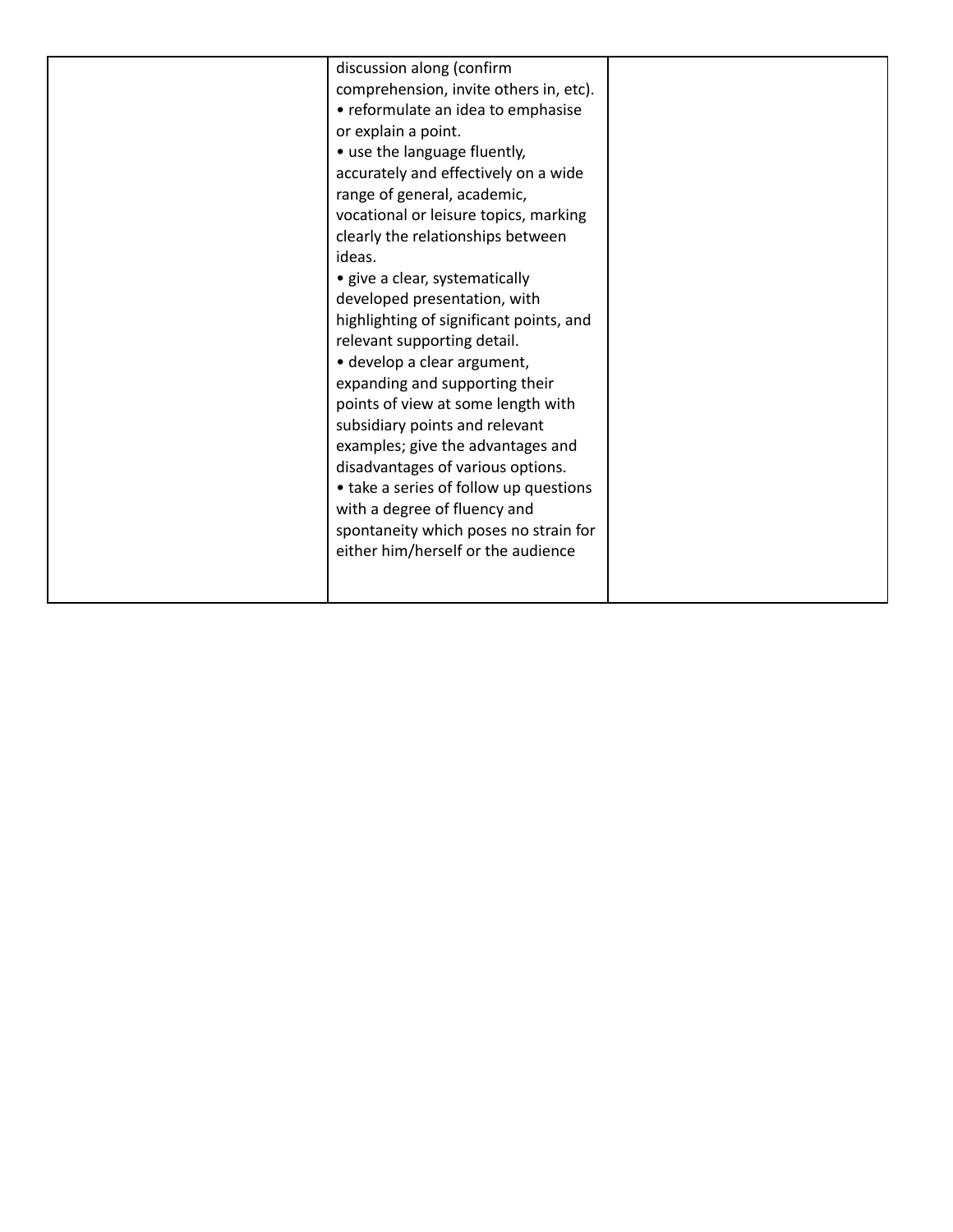|  |  |  |
|---|---|---|
|  | discussion along (confirm comprehension, invite others in, etc).<br>• reformulate an idea to emphasise or explain a point.<br>• use the language fluently, accurately and effectively on a wide range of general, academic, vocational or leisure topics, marking clearly the relationships between ideas.<br>• give a clear, systematically developed presentation, with highlighting of significant points, and relevant supporting detail.<br>• develop a clear argument, expanding and supporting their points of view at some length with subsidiary points and relevant examples; give the advantages and disadvantages of various options.<br>• take a series of follow up questions with a degree of fluency and spontaneity which poses no strain for either him/herself or the audience |  |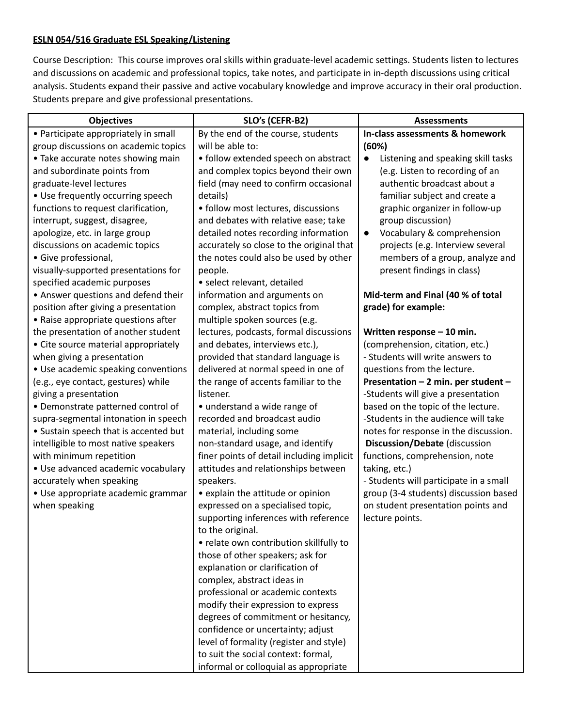**ESLN 054/516 Graduate ESL Speaking/Listening**

Course Description: This course improves oral skills within graduate-level academic settings. Students listen to lectures and discussions on academic and professional topics, take notes, and participate in in-depth discussions using critical analysis. Students expand their passive and active vocabulary knowledge and improve accuracy in their oral production. Students prepare and give professional presentations.

| Objectives | SLO's (CEFR-B2) | Assessments |
|---|---|---|
| • Participate appropriately in small group discussions on academic topics<br>• Take accurate notes showing main and subordinate points from graduate-level lectures<br>• Use frequently occurring speech functions to request clarification, interrupt, suggest, disagree, apologize, etc. in large group discussions on academic topics<br>• Give professional, visually-supported presentations for specified academic purposes<br>• Answer questions and defend their position after giving a presentation<br>• Raise appropriate questions after the presentation of another student<br>• Cite source material appropriately when giving a presentation<br>• Use academic speaking conventions (e.g., eye contact, gestures) while giving a presentation<br>• Demonstrate patterned control of supra-segmental intonation in speech<br>• Sustain speech that is accented but intelligible to most native speakers with minimum repetition<br>• Use advanced academic vocabulary accurately when speaking<br>• Use appropriate academic grammar when speaking | By the end of the course, students will be able to:<br>• follow extended speech on abstract and complex topics beyond their own field (may need to confirm occasional details)<br>• follow most lectures, discussions and debates with relative ease; take detailed notes recording information accurately so close to the original that the notes could also be used by other people.<br>• select relevant, detailed information and arguments on complex, abstract topics from multiple spoken sources (e.g. lectures, podcasts, formal discussions and debates, interviews etc.), provided that standard language is delivered at normal speed in one of the range of accents familiar to the listener.<br>• understand a wide range of recorded and broadcast audio material, including some non-standard usage, and identify finer points of detail including implicit attitudes and relationships between speakers.<br>• explain the attitude or opinion expressed on a specialised topic, supporting inferences with reference to the original.<br>• relate own contribution skillfully to those of other speakers; ask for explanation or clarification of complex, abstract ideas in professional or academic contexts modify their expression to express degrees of commitment or hesitancy, confidence or uncertainty; adjust level of formality (register and style) to suit the social context: formal, informal or colloquial as appropriate | **In-class assessments & homework (60%)**<br>• Listening and speaking skill tasks (e.g. Listen to recording of an authentic broadcast about a familiar subject and create a graphic organizer in follow-up group discussion)<br>• Vocabulary & comprehension projects (e.g. Interview several members of a group, analyze and present findings in class)<br><br>**Mid-term and Final (40 % of total grade) for example:**<br><br>**Written response – 10 min.** (comprehension, citation, etc.)<br>- Students will write answers to questions from the lecture.<br>**Presentation – 2 min. per student –**<br>-Students will give a presentation based on the topic of the lecture.<br>-Students in the audience will take notes for response in the discussion.<br>**Discussion/Debate** (discussion functions, comprehension, note taking, etc.)<br>- Students will participate in a small group (3-4 students) discussion based on student presentation points and lecture points. |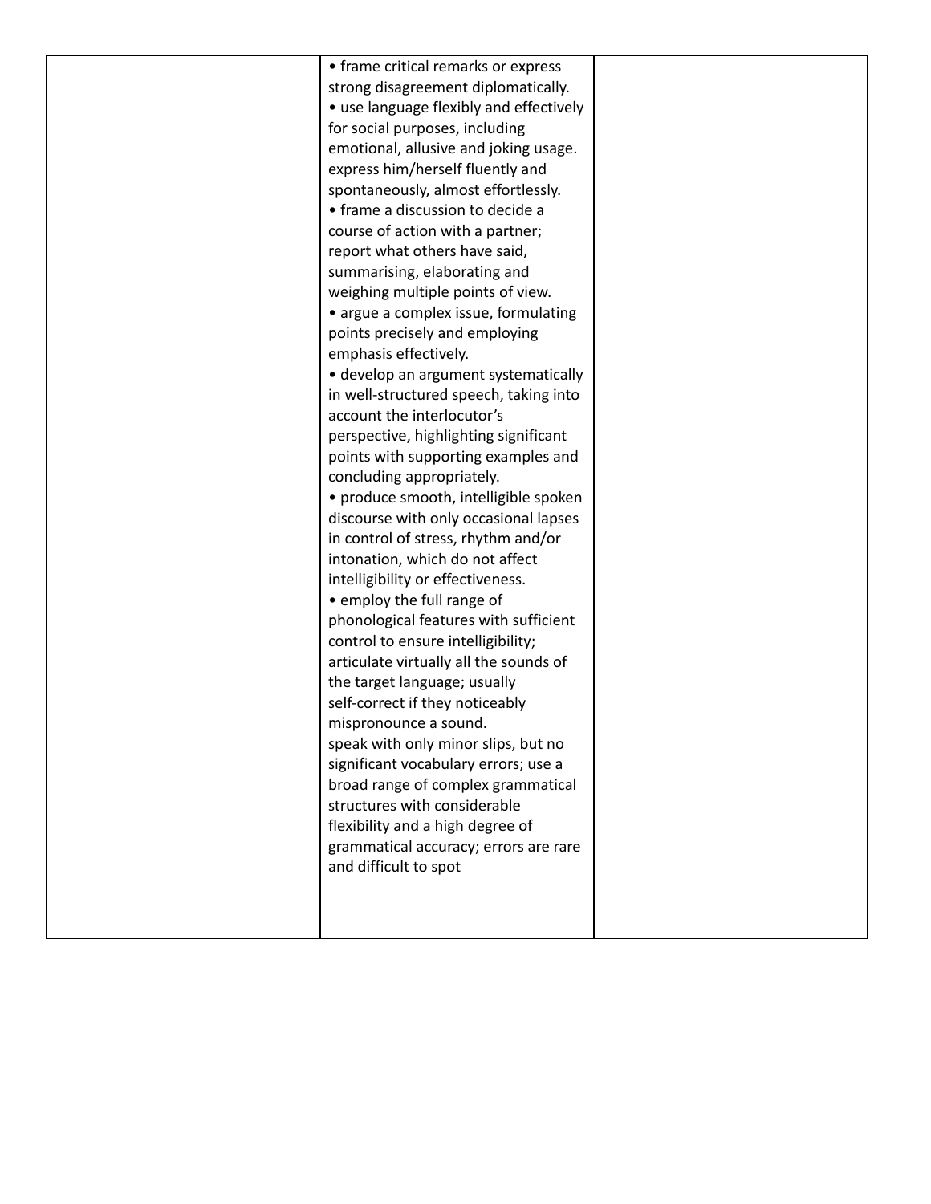| | | |
|---|---|---|
| | • frame critical remarks or express strong disagreement diplomatically.<br>• use language flexibly and effectively for social purposes, including emotional, allusive and joking usage. express him/herself fluently and spontaneously, almost effortlessly.<br>• frame a discussion to decide a course of action with a partner; report what others have said, summarising, elaborating and weighing multiple points of view.<br>• argue a complex issue, formulating points precisely and employing emphasis effectively.<br>• develop an argument systematically in well-structured speech, taking into account the interlocutor's perspective, highlighting significant points with supporting examples and concluding appropriately.<br>• produce smooth, intelligible spoken discourse with only occasional lapses in control of stress, rhythm and/or intonation, which do not affect intelligibility or effectiveness.<br>• employ the full range of phonological features with sufficient control to ensure intelligibility; articulate virtually all the sounds of the target language; usually self-correct if they noticeably mispronounce a sound.<br>speak with only minor slips, but no significant vocabulary errors; use a broad range of complex grammatical structures with considerable flexibility and a high degree of grammatical accuracy; errors are rare and difficult to spot | |